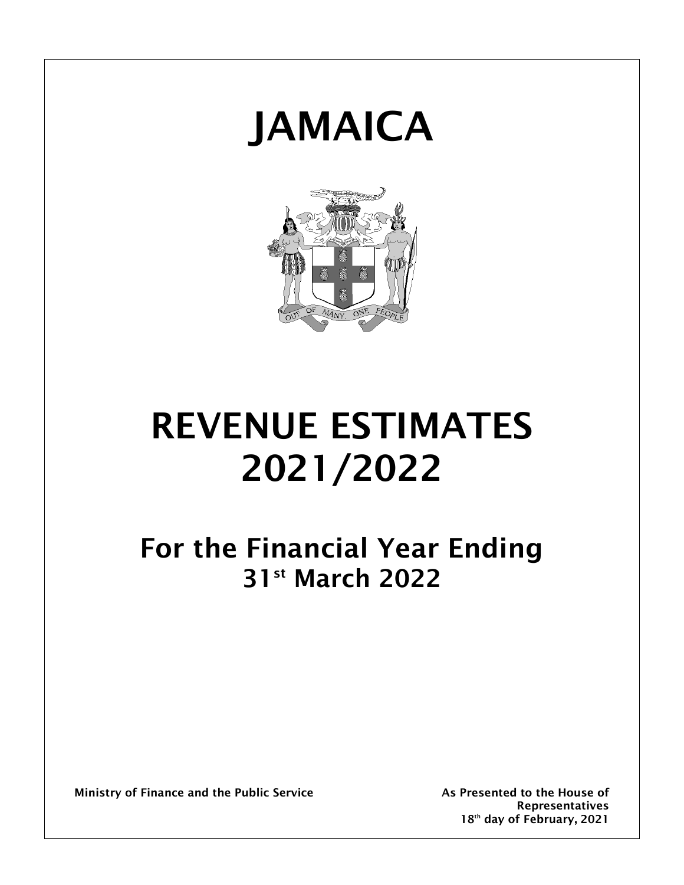# JAMAICA

# REVENUE ESTIMATES 2021/2022

## For the Financial Year Ending 31st March 2022

**Ministry of Finance and the Public Service**

**As Presented to the House of Representatives 18th day of February, 2021**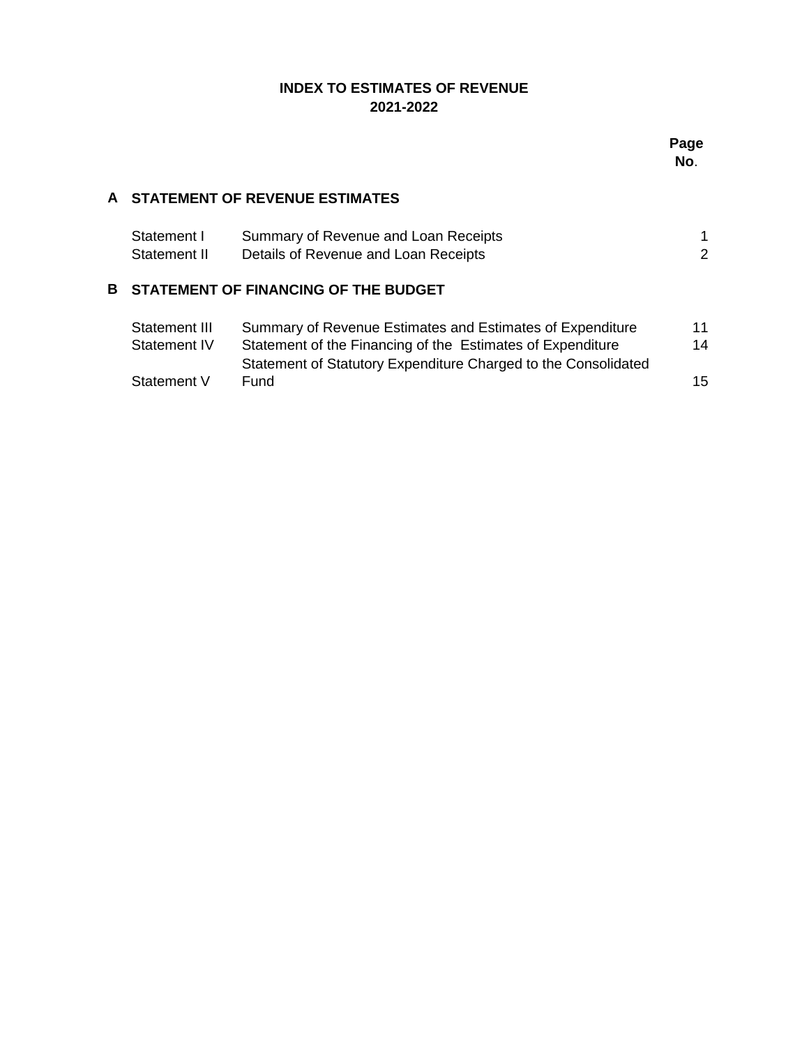# INDEX TO ESTIMATES OF REVENUE
## 2021-2022

| | | | Page No. |
|---|---|---|---|
| **A** | **STATEMENT OF REVENUE ESTIMATES** | | |
| | Statement I | Summary of Revenue and Loan Receipts | 1 |
| | Statement II | Details of Revenue and Loan Receipts | 2 |
| **B** | **STATEMENT OF FINANCING OF THE BUDGET** | | |
| | Statement III | Summary of Revenue Estimates and Estimates of Expenditure | 11 |
| | Statement IV | Statement of the Financing of the Estimates of Expenditure | 14 |
| | Statement V | Statement of Statutory Expenditure Charged to the Consolidated Fund | 15 |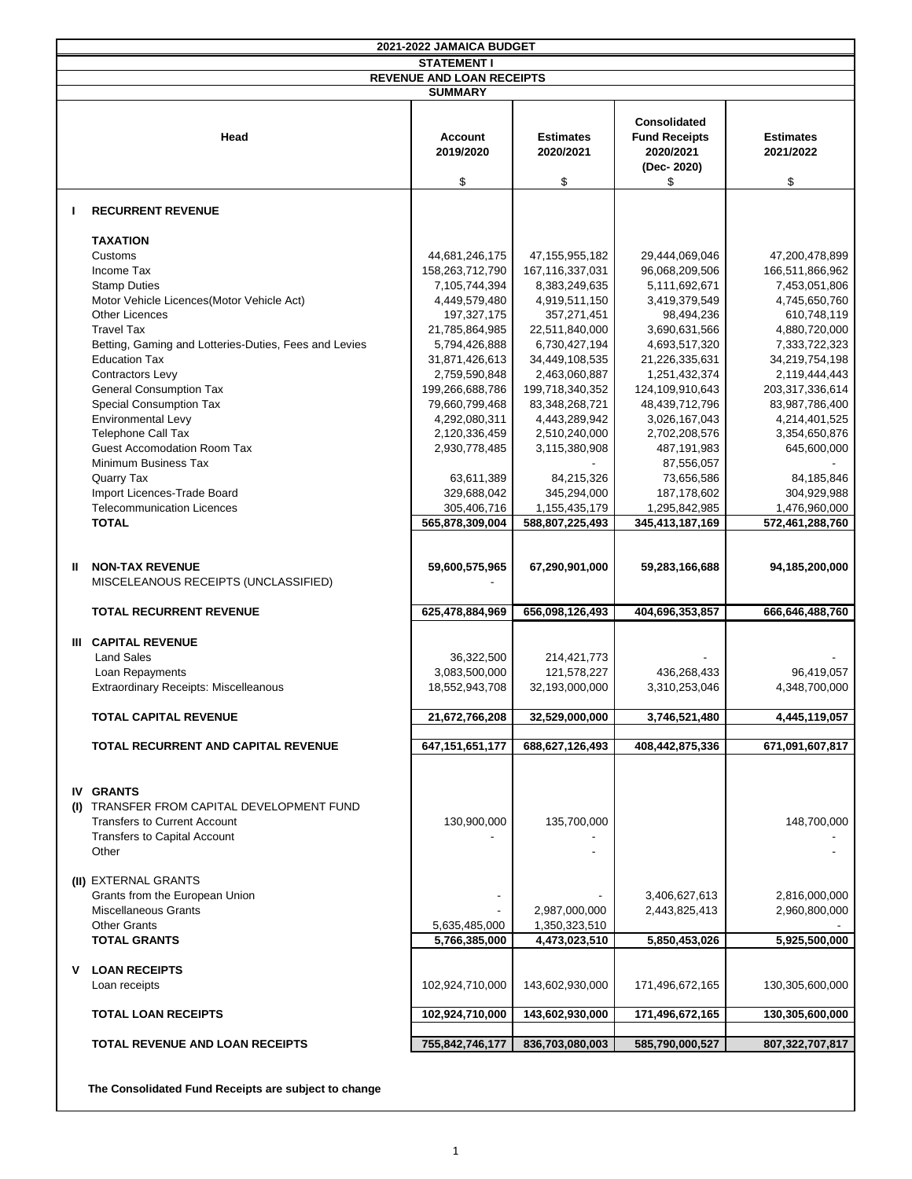# 2021-2022 JAMAICA BUDGET

## STATEMENT I

## REVENUE AND LOAN RECEIPTS

### SUMMARY

| | Head | Account 2019/2020 $ | Estimates 2020/2021 $ | Consolidated Fund Receipts 2020/2021 (Dec- 2020) $ | Estimates 2021/2022 $ |
|---|---|---|---|---|---|
| **I** | **RECURRENT REVENUE** | | | | |
| | **TAXATION** | | | | |
| | Customs | 44,681,246,175 | 47,155,955,182 | 29,444,069,046 | 47,200,478,899 |
| | Income Tax | 158,263,712,790 | 167,116,337,031 | 96,068,209,506 | 166,511,866,962 |
| | Stamp Duties | 7,105,744,394 | 8,383,249,635 | 5,111,692,671 | 7,453,051,806 |
| | Motor Vehicle Licences(Motor Vehicle Act) | 4,449,579,480 | 4,919,511,150 | 3,419,379,549 | 4,745,650,760 |
| | Other Licences | 197,327,175 | 357,271,451 | 98,494,236 | 610,748,119 |
| | Travel Tax | 21,785,864,985 | 22,511,840,000 | 3,690,631,566 | 4,880,720,000 |
| | Betting, Gaming and Lotteries-Duties, Fees and Levies | 5,794,426,888 | 6,730,427,194 | 4,693,517,320 | 7,333,722,323 |
| | Education Tax | 31,871,426,613 | 34,449,108,535 | 21,226,335,631 | 34,219,754,198 |
| | Contractors Levy | 2,759,590,848 | 2,463,060,887 | 1,251,432,374 | 2,119,444,443 |
| | General Consumption Tax | 199,266,688,786 | 199,718,340,352 | 124,109,910,643 | 203,317,336,614 |
| | Special Consumption Tax | 79,660,799,468 | 83,348,268,721 | 48,439,712,796 | 83,987,786,400 |
| | Environmental Levy | 4,292,080,311 | 4,443,289,942 | 3,026,167,043 | 4,214,401,525 |
| | Telephone Call Tax | 2,120,336,459 | 2,510,240,000 | 2,702,208,576 | 3,354,650,876 |
| | Guest Accomodation Room Tax | 2,930,778,485 | 3,115,380,908 | 487,191,983 | 645,600,000 |
| | Minimum Business Tax | | - | 87,556,057 | - |
| | Quarry Tax | 63,611,389 | 84,215,326 | 73,656,586 | 84,185,846 |
| | Import Licences-Trade Board | 329,688,042 | 345,294,000 | 187,178,602 | 304,929,988 |
| | Telecommunication Licences | 305,406,716 | 1,155,435,179 | 1,295,842,985 | 1,476,960,000 |
| | **TOTAL** | **565,878,309,004** | **588,807,225,493** | **345,413,187,169** | **572,461,288,760** |
| **II** | **NON-TAX REVENUE** | **59,600,575,965** | **67,290,901,000** | **59,283,166,688** | **94,185,200,000** |
| | MISCELEANOUS RECEIPTS (UNCLASSIFIED) | - | | | |
| | **TOTAL RECURRENT REVENUE** | **625,478,884,969** | **656,098,126,493** | **404,696,353,857** | **666,646,488,760** |
| **III** | **CAPITAL REVENUE** | | | | |
| | Land Sales | 36,322,500 | 214,421,773 | - | - |
| | Loan Repayments | 3,083,500,000 | 121,578,227 | 436,268,433 | 96,419,057 |
| | Extraordinary Receipts: Miscellaneous | 18,552,943,708 | 32,193,000,000 | 3,310,253,046 | 4,348,700,000 |
| | **TOTAL CAPITAL REVENUE** | **21,672,766,208** | **32,529,000,000** | **3,746,521,480** | **4,445,119,057** |
| | **TOTAL RECURRENT AND CAPITAL REVENUE** | **647,151,651,177** | **688,627,126,493** | **408,442,875,336** | **671,091,607,817** |
| **IV** | **GRANTS** | | | | |
| **(I)** | TRANSFER FROM CAPITAL DEVELOPMENT FUND | | | | |
| | Transfers to Current Account | 130,900,000 | 135,700,000 | | 148,700,000 |
| | Transfers to Capital Account | - | - | | - |
| | Other | | - | | - |
| **(II)** | EXTERNAL GRANTS | | | | |
| | Grants from the European Union | - | - | 3,406,627,613 | 2,816,000,000 |
| | Miscellaneous Grants | - | 2,987,000,000 | 2,443,825,413 | 2,960,800,000 |
| | Other Grants | 5,635,485,000 | 1,350,323,510 | | - |
| | **TOTAL GRANTS** | **5,766,385,000** | **4,473,023,510** | **5,850,453,026** | **5,925,500,000** |
| **V** | **LOAN RECEIPTS** | | | | |
| | Loan receipts | 102,924,710,000 | 143,602,930,000 | 171,496,672,165 | 130,305,600,000 |
| | **TOTAL LOAN RECEIPTS** | **102,924,710,000** | **143,602,930,000** | **171,496,672,165** | **130,305,600,000** |
| | **TOTAL REVENUE AND LOAN RECEIPTS** | **755,842,746,177** | **836,703,080,003** | **585,790,000,527** | **807,322,707,817** |

**The Consolidated Fund Receipts are subject to change**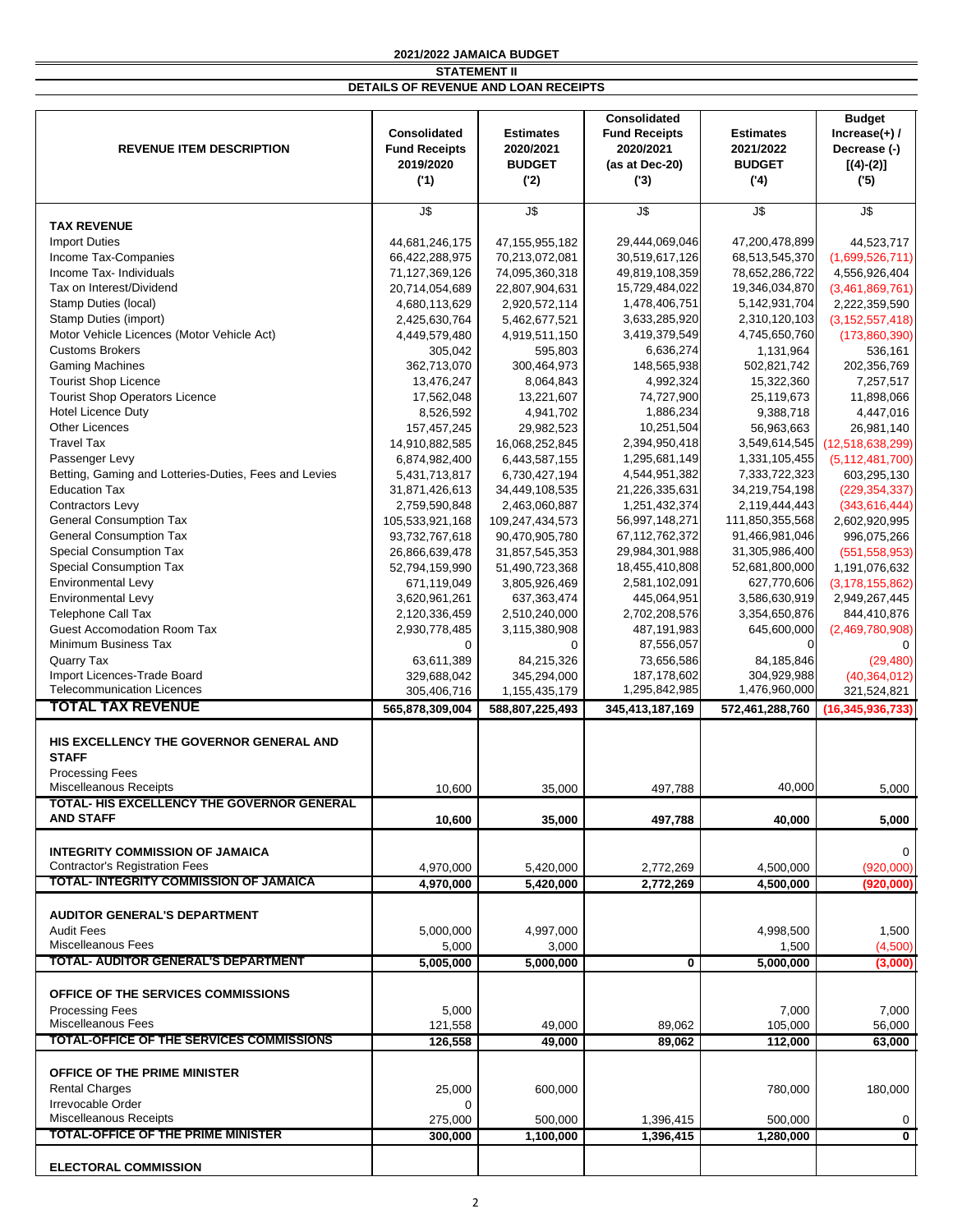**2021/2022 JAMAICA BUDGET**

**STATEMENT II**

**DETAILS OF REVENUE AND LOAN RECEIPTS**

| REVENUE ITEM DESCRIPTION | Consolidated Fund Receipts 2019/2020 ('1) | Estimates 2020/2021 BUDGET ('2) | Consolidated Fund Receipts 2020/2021 (as at Dec-20) ('3) | Estimates 2021/2022 BUDGET ('4) | Budget Increase(+) / Decrease (-) [(4)-(2)] ('5) |
|---|---|---|---|---|---|
| | J$ | J$ | J$ | J$ | J$ |
| **TAX REVENUE** | | | | | |
| Import Duties | 44,681,246,175 | 47,155,955,182 | 29,444,069,046 | 47,200,478,899 | 44,523,717 |
| Income Tax-Companies | 66,422,288,975 | 70,213,072,081 | 30,519,617,126 | 68,513,545,370 | (1,699,526,711) |
| Income Tax- Individuals | 71,127,369,126 | 74,095,360,318 | 49,819,108,359 | 78,652,286,722 | 4,556,926,404 |
| Tax on Interest/Dividend | 20,714,054,689 | 22,807,904,631 | 15,729,484,022 | 19,346,034,870 | (3,461,869,761) |
| Stamp Duties (local) | 4,680,113,629 | 2,920,572,114 | 1,478,406,751 | 5,142,931,704 | 2,222,359,590 |
| Stamp Duties (import) | 2,425,630,764 | 5,462,677,521 | 3,633,285,920 | 2,310,120,103 | (3,152,557,418) |
| Motor Vehicle Licences (Motor Vehicle Act) | 4,449,579,480 | 4,919,511,150 | 3,419,379,549 | 4,745,650,760 | (173,860,390) |
| Customs Brokers | 305,042 | 595,803 | 6,636,274 | 1,131,964 | 536,161 |
| Gaming Machines | 362,713,070 | 300,464,973 | 148,565,938 | 502,821,742 | 202,356,769 |
| Tourist Shop Licence | 13,476,247 | 8,064,843 | 4,992,324 | 15,322,360 | 7,257,517 |
| Tourist Shop Operators Licence | 17,562,048 | 13,221,607 | 74,727,900 | 25,119,673 | 11,898,066 |
| Hotel Licence Duty | 8,526,592 | 4,941,702 | 1,886,234 | 9,388,718 | 4,447,016 |
| Other Licences | 157,457,245 | 29,982,523 | 10,251,504 | 56,963,663 | 26,981,140 |
| Travel Tax | 14,910,882,585 | 16,068,252,845 | 2,394,950,418 | 3,549,614,545 | (12,518,638,299) |
| Passenger Levy | 6,874,982,400 | 6,443,587,155 | 1,295,681,149 | 1,331,105,455 | (5,112,481,700) |
| Betting, Gaming and Lotteries-Duties, Fees and Levies | 5,431,713,817 | 6,730,427,194 | 4,544,951,382 | 7,333,722,323 | 603,295,130 |
| Education Tax | 31,871,426,613 | 34,449,108,535 | 21,226,335,631 | 34,219,754,198 | (229,354,337) |
| Contractors Levy | 2,759,590,848 | 2,463,060,887 | 1,251,432,374 | 2,119,444,443 | (343,616,444) |
| General Consumption Tax | 105,533,921,168 | 109,247,434,573 | 56,997,148,271 | 111,850,355,568 | 2,602,920,995 |
| General Consumption Tax | 93,732,767,618 | 90,470,905,780 | 67,112,762,372 | 91,466,981,046 | 996,075,266 |
| Special Consumption Tax | 26,866,639,478 | 31,857,545,353 | 29,984,301,988 | 31,305,986,400 | (551,558,953) |
| Special Consumption Tax | 52,794,159,990 | 51,490,723,368 | 18,455,410,808 | 52,681,800,000 | 1,191,076,632 |
| Environmental Levy | 671,119,049 | 3,805,926,469 | 2,581,102,091 | 627,770,606 | (3,178,155,862) |
| Environmental Levy | 3,620,961,261 | 637,363,474 | 445,064,951 | 3,586,630,919 | 2,949,267,445 |
| Telephone Call Tax | 2,120,336,459 | 2,510,240,000 | 2,702,208,576 | 3,354,650,876 | 844,410,876 |
| Guest Accomodation Room Tax | 2,930,778,485 | 3,115,380,908 | 487,191,983 | 645,600,000 | (2,469,780,908) |
| Minimum Business Tax | 0 | 0 | 87,556,057 | 0 | 0 |
| Quarry Tax | 63,611,389 | 84,215,326 | 73,656,586 | 84,185,846 | (29,480) |
| Import Licences-Trade Board | 329,688,042 | 345,294,000 | 187,178,602 | 304,929,988 | (40,364,012) |
| Telecommunication Licences | 305,406,716 | 1,155,435,179 | 1,295,842,985 | 1,476,960,000 | 321,524,821 |
| **TOTAL TAX REVENUE** | **565,878,309,004** | **588,807,225,493** | **345,413,187,169** | **572,461,288,760** | **(16,345,936,733)** |
| | | | | | |
| **HIS EXCELLENCY THE GOVERNOR GENERAL AND STAFF** | | | | | |
| Processing Fees | | | | | |
| Miscelleanous Receipts | 10,600 | 35,000 | 497,788 | 40,000 | 5,000 |
| **TOTAL- HIS EXCELLENCY THE GOVERNOR GENERAL AND STAFF** | **10,600** | **35,000** | **497,788** | **40,000** | **5,000** |
| | | | | | |
| **INTEGRITY COMMISSION OF JAMAICA** | | | | | 0 |
| Contractor's Registration Fees | 4,970,000 | 5,420,000 | 2,772,269 | 4,500,000 | (920,000) |
| **TOTAL- INTEGRITY COMMISSION OF JAMAICA** | **4,970,000** | **5,420,000** | **2,772,269** | **4,500,000** | **(920,000)** |
| | | | | | |
| **AUDITOR GENERAL'S DEPARTMENT** | | | | | |
| Audit Fees | 5,000,000 | 4,997,000 | | 4,998,500 | 1,500 |
| Miscelleanous Fees | 5,000 | 3,000 | | 1,500 | (4,500) |
| **TOTAL- AUDITOR GENERAL'S DEPARTMENT** | **5,005,000** | **5,000,000** | **0** | **5,000,000** | **(3,000)** |
| | | | | | |
| **OFFICE OF THE SERVICES COMMISSIONS** | | | | | |
| Processing Fees | 5,000 | | | 7,000 | 7,000 |
| Miscelleanous Fees | 121,558 | 49,000 | 89,062 | 105,000 | 56,000 |
| **TOTAL-OFFICE OF THE SERVICES COMMISSIONS** | **126,558** | **49,000** | **89,062** | **112,000** | **63,000** |
| | | | | | |
| **OFFICE OF THE PRIME MINISTER** | | | | | |
| Rental Charges | 25,000 | 600,000 | | 780,000 | 180,000 |
| Irrevocable Order | 0 | | | | |
| Miscelleanous Receipts | 275,000 | 500,000 | 1,396,415 | 500,000 | 0 |
| **TOTAL-OFFICE OF THE PRIME MINISTER** | **300,000** | **1,100,000** | **1,396,415** | **1,280,000** | **0** |
| | | | | | |
| **ELECTORAL COMMISSION** | | | | | |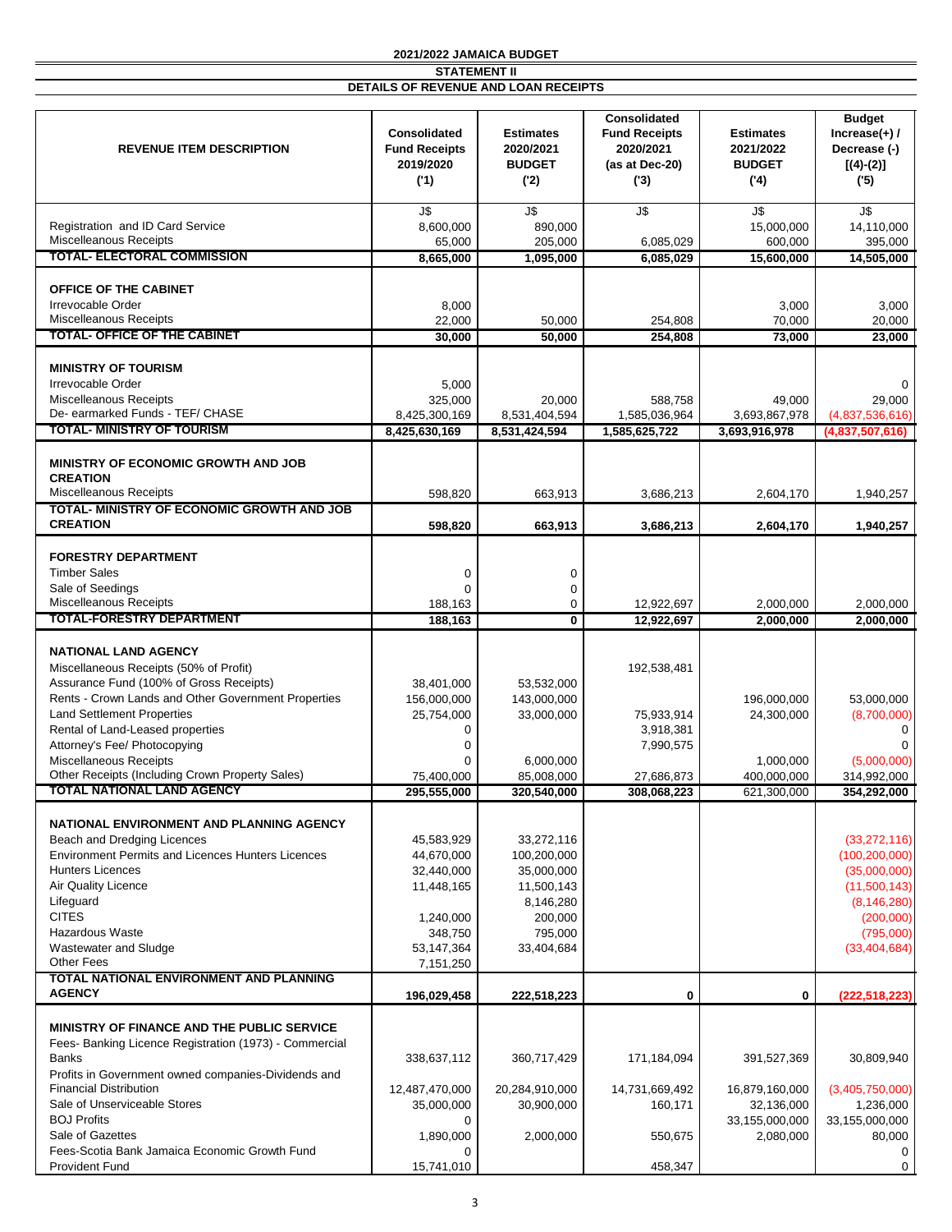**2021/2022 JAMAICA BUDGET**

**STATEMENT II**

**DETAILS OF REVENUE AND LOAN RECEIPTS**

| REVENUE ITEM DESCRIPTION | Consolidated Fund Receipts 2019/2020 ('1) | Estimates 2020/2021 BUDGET ('2) | Consolidated Fund Receipts 2020/2021 (as at Dec-20) ('3) | Estimates 2021/2022 BUDGET ('4) | Budget Increase(+) / Decrease (-) [(4)-(2)] ('5) |
|---|---|---|---|---|---|
| | J$ | J$ | J$ | J$ | J$ |
| Registration and ID Card Service | 8,600,000 | 890,000 | | 15,000,000 | 14,110,000 |
| Miscelleanous Receipts | 65,000 | 205,000 | 6,085,029 | 600,000 | 395,000 |
| **TOTAL- ELECTORAL COMMISSION** | **8,665,000** | **1,095,000** | **6,085,029** | **15,600,000** | **14,505,000** |
| **OFFICE OF THE CABINET** | | | | | |
| Irrevocable Order | 8,000 | | | 3,000 | 3,000 |
| Miscelleanous Receipts | 22,000 | 50,000 | 254,808 | 70,000 | 20,000 |
| **TOTAL- OFFICE OF THE CABINET** | **30,000** | **50,000** | **254,808** | **73,000** | **23,000** |
| **MINISTRY OF TOURISM** | | | | | |
| Irrevocable Order | 5,000 | | | | 0 |
| Miscelleanous Receipts | 325,000 | 20,000 | 588,758 | 49,000 | 29,000 |
| De- earmarked Funds - TEF/ CHASE | 8,425,300,169 | 8,531,404,594 | 1,585,036,964 | 3,693,867,978 | (4,837,536,616) |
| **TOTAL- MINISTRY OF TOURISM** | **8,425,630,169** | **8,531,424,594** | **1,585,625,722** | **3,693,916,978** | **(4,837,507,616)** |
| **MINISTRY OF ECONOMIC GROWTH AND JOB CREATION** | | | | | |
| Miscelleanous Receipts | 598,820 | 663,913 | 3,686,213 | 2,604,170 | 1,940,257 |
| **TOTAL- MINISTRY OF ECONOMIC GROWTH AND JOB CREATION** | **598,820** | **663,913** | **3,686,213** | **2,604,170** | **1,940,257** |
| **FORESTRY DEPARTMENT** | | | | | |
| Timber Sales | 0 | 0 | | | |
| Sale of Seedings | 0 | 0 | | | |
| Miscelleanous Receipts | 188,163 | 0 | 12,922,697 | 2,000,000 | 2,000,000 |
| **TOTAL-FORESTRY DEPARTMENT** | **188,163** | **0** | **12,922,697** | **2,000,000** | **2,000,000** |
| **NATIONAL LAND AGENCY** | | | | | |
| Miscellaneous Receipts (50% of Profit) | | | 192,538,481 | | |
| Assurance Fund (100% of Gross Receipts) | 38,401,000 | 53,532,000 | | | |
| Rents - Crown Lands and Other Government Properties | 156,000,000 | 143,000,000 | | 196,000,000 | 53,000,000 |
| Land Settlement Properties | 25,754,000 | 33,000,000 | 75,933,914 | 24,300,000 | (8,700,000) |
| Rental of Land-Leased properties | 0 | | 3,918,381 | | 0 |
| Attorney's Fee/ Photocopying | 0 | | 7,990,575 | | 0 |
| Miscellaneous Receipts | 0 | 6,000,000 | | 1,000,000 | (5,000,000) |
| Other Receipts (Including Crown Property Sales) | 75,400,000 | 85,008,000 | 27,686,873 | 400,000,000 | 314,992,000 |
| **TOTAL NATIONAL LAND AGENCY** | **295,555,000** | **320,540,000** | **308,068,223** | 621,300,000 | **354,292,000** |
| **NATIONAL ENVIRONMENT AND PLANNING AGENCY** | | | | | |
| Beach and Dredging Licences | 45,583,929 | 33,272,116 | | | (33,272,116) |
| Environment Permits and Licences Hunters Licences | 44,670,000 | 100,200,000 | | | (100,200,000) |
| Hunters Licences | 32,440,000 | 35,000,000 | | | (35,000,000) |
| Air Quality Licence | 11,448,165 | 11,500,143 | | | (11,500,143) |
| Lifeguard | | 8,146,280 | | | (8,146,280) |
| CITES | 1,240,000 | 200,000 | | | (200,000) |
| Hazardous Waste | 348,750 | 795,000 | | | (795,000) |
| Wastewater and Sludge | 53,147,364 | 33,404,684 | | | (33,404,684) |
| Other Fees | 7,151,250 | | | | |
| **TOTAL NATIONAL ENVIRONMENT AND PLANNING AGENCY** | **196,029,458** | **222,518,223** | **0** | **0** | **(222,518,223)** |
| **MINISTRY OF FINANCE AND THE PUBLIC SERVICE** | | | | | |
| Fees- Banking Licence Registration (1973) - Commercial Banks | 338,637,112 | 360,717,429 | 171,184,094 | 391,527,369 | 30,809,940 |
| Profits in Government owned companies-Dividends and Financial Distribution | 12,487,470,000 | 20,284,910,000 | 14,731,669,492 | 16,879,160,000 | (3,405,750,000) |
| Sale of Unserviceable Stores | 35,000,000 | 30,900,000 | 160,171 | 32,136,000 | 1,236,000 |
| BOJ Profits | 0 | | | 33,155,000,000 | 33,155,000,000 |
| Sale of Gazettes | 1,890,000 | 2,000,000 | 550,675 | 2,080,000 | 80,000 |
| Fees-Scotia Bank Jamaica Economic Growth Fund | 0 | | | | 0 |
| Provident Fund | 15,741,010 | | 458,347 | | 0 |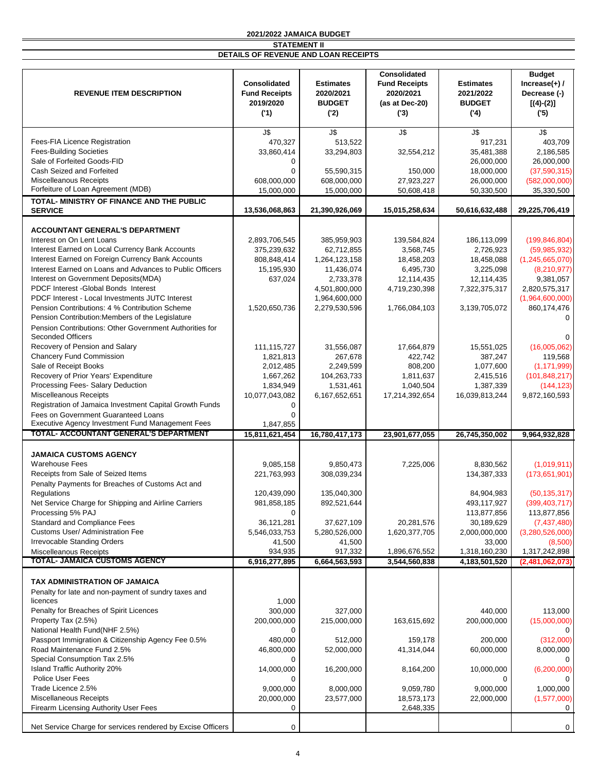**2021/2022 JAMAICA BUDGET**

**STATEMENT II**

**DETAILS OF REVENUE AND LOAN RECEIPTS**

| REVENUE ITEM DESCRIPTION | Consolidated Fund Receipts 2019/2020 ('1) | Estimates 2020/2021 BUDGET ('2) | Consolidated Fund Receipts 2020/2021 (as at Dec-20) ('3) | Estimates 2021/2022 BUDGET ('4) | Budget Increase(+) / Decrease (-) [(4)-(2)] ('5) |
|---|---|---|---|---|---|
| | J$ | J$ | J$ | J$ | J$ |
| Fees-FIA Licence Registration | 470,327 | 513,522 | | 917,231 | 403,709 |
| Fees-Building Societies | 33,860,414 | 33,294,803 | 32,554,212 | 35,481,388 | 2,186,585 |
| Sale of Forfeited Goods-FID | 0 | | | 26,000,000 | 26,000,000 |
| Cash Seized and Forfeited | 0 | 55,590,315 | 150,000 | 18,000,000 | (37,590,315) |
| Miscelleanous Receipts | 608,000,000 | 608,000,000 | 27,923,227 | 26,000,000 | (582,000,000) |
| Forfeiture of Loan Agreement (MDB) | 15,000,000 | 15,000,000 | 50,608,418 | 50,330,500 | 35,330,500 |
| **TOTAL- MINISTRY OF FINANCE AND THE PUBLIC SERVICE** | **13,536,068,863** | **21,390,926,069** | **15,015,258,634** | **50,616,632,488** | **29,225,706,419** |
| | | | | | |
| **ACCOUNTANT GENERAL'S DEPARTMENT** | | | | | |
| Interest on On Lent Loans | 2,893,706,545 | 385,959,903 | 139,584,824 | 186,113,099 | (199,846,804) |
| Interest Earned on Local Currency Bank Accounts | 375,239,632 | 62,712,855 | 3,568,745 | 2,726,923 | (59,985,932) |
| Interest Earned on Foreign Currency Bank Accounts | 808,848,414 | 1,264,123,158 | 18,458,203 | 18,458,088 | (1,245,665,070) |
| Interest Earned on Loans and Advances to Public Officers | 15,195,930 | 11,436,074 | 6,495,730 | 3,225,098 | (8,210,977) |
| Interest on Government Deposits(MDA) | 637,024 | 2,733,378 | 12,114,435 | 12,114,435 | 9,381,057 |
| PDCF Interest -Global Bonds Interest | | 4,501,800,000 | 4,719,230,398 | 7,322,375,317 | 2,820,575,317 |
| PDCF Interest - Local Investments JUTC Interest | | 1,964,600,000 | | | (1,964,600,000) |
| Pension Contributions: 4 % Contribution Scheme | 1,520,650,736 | 2,279,530,596 | 1,766,084,103 | 3,139,705,072 | 860,174,476 |
| Pension Contribution:Members of the Legislature | | | | | 0 |
| Pension Contributions: Other Government Authorities for Seconded Officers | | | | | 0 |
| Recovery of Pension and Salary | 111,115,727 | 31,556,087 | 17,664,879 | 15,551,025 | (16,005,062) |
| Chancery Fund Commission | 1,821,813 | 267,678 | 422,742 | 387,247 | 119,568 |
| Sale of Receipt Books | 2,012,485 | 2,249,599 | 808,200 | 1,077,600 | (1,171,999) |
| Recovery of Prior Years' Expenditure | 1,667,262 | 104,263,733 | 1,811,637 | 2,415,516 | (101,848,217) |
| Processing Fees- Salary Deduction | 1,834,949 | 1,531,461 | 1,040,504 | 1,387,339 | (144,123) |
| Miscellaneous Receipts | 10,077,043,082 | 6,167,652,651 | 17,214,392,654 | 16,039,813,244 | 9,872,160,593 |
| Registration of Jamaica Investment Capital Growth Funds | 0 | | | | |
| Fees on Government Guaranteed Loans | 0 | | | | |
| Executive Agency Investment Fund Management Fees | 1,847,855 | | | | |
| **TOTAL- ACCOUNTANT GENERAL'S DEPARTMENT** | **15,811,621,454** | **16,780,417,173** | **23,901,677,055** | **26,745,350,002** | **9,964,932,828** |
| | | | | | |
| **JAMAICA CUSTOMS AGENCY** | | | | | |
| Warehouse Fees | 9,085,158 | 9,850,473 | 7,225,006 | 8,830,562 | (1,019,911) |
| Receipts from Sale of Seized Items | 221,763,993 | 308,039,234 | | 134,387,333 | (173,651,901) |
| Penalty Payments for Breaches of Customs Act and Regulations | 120,439,090 | 135,040,300 | | 84,904,983 | (50,135,317) |
| Net Service Charge for Shipping and Airline Carriers | 981,858,185 | 892,521,644 | | 493,117,927 | (399,403,717) |
| Processing 5% PAJ | 0 | | | 113,877,856 | 113,877,856 |
| Standard and Compliance Fees | 36,121,281 | 37,627,109 | 20,281,576 | 30,189,629 | (7,437,480) |
| Customs User/ Administration Fee | 5,546,033,753 | 5,280,526,000 | 1,620,377,705 | 2,000,000,000 | (3,280,526,000) |
| Irrevocable Standing Orders | 41,500 | 41,500 | | 33,000 | (8,500) |
| Miscellaneous Receipts | 934,935 | 917,332 | 1,896,676,552 | 1,318,160,230 | 1,317,242,898 |
| **TOTAL- JAMAICA CUSTOMS AGENCY** | **6,916,277,895** | **6,664,563,593** | **3,544,560,838** | **4,183,501,520** | **(2,481,062,073)** |
| | | | | | |
| **TAX ADMINISTRATION OF JAMAICA** | | | | | |
| Penalty for late and non-payment of sundry taxes and licences | 1,000 | | | | |
| Penalty for Breaches of Spirit Licences | 300,000 | 327,000 | | 440,000 | 113,000 |
| Property Tax (2.5%) | 200,000,000 | 215,000,000 | 163,615,692 | 200,000,000 | (15,000,000) |
| National Health Fund(NHF 2.5%) | 0 | | | | 0 |
| Passport Immigration & Citizenship Agency Fee 0.5% | 480,000 | 512,000 | 159,178 | 200,000 | (312,000) |
| Road Maintenance Fund 2.5% | 46,800,000 | 52,000,000 | 41,314,044 | 60,000,000 | 8,000,000 |
| Special Consumption Tax 2.5% | 0 | | | | 0 |
| Island Traffic Authority 20% | 14,000,000 | 16,200,000 | 8,164,200 | 10,000,000 | (6,200,000) |
| Police User Fees | 0 | | | 0 | 0 |
| Trade Licence 2.5% | 9,000,000 | 8,000,000 | 9,059,780 | 9,000,000 | 1,000,000 |
| Miscellaneous Receipts | 20,000,000 | 23,577,000 | 18,573,173 | 22,000,000 | (1,577,000) |
| Firearm Licensing Authority User Fees | 0 | | 2,648,335 | | 0 |
| | | | | | |
| Net Service Charge for services rendered by Excise Officers | 0 | | | | 0 |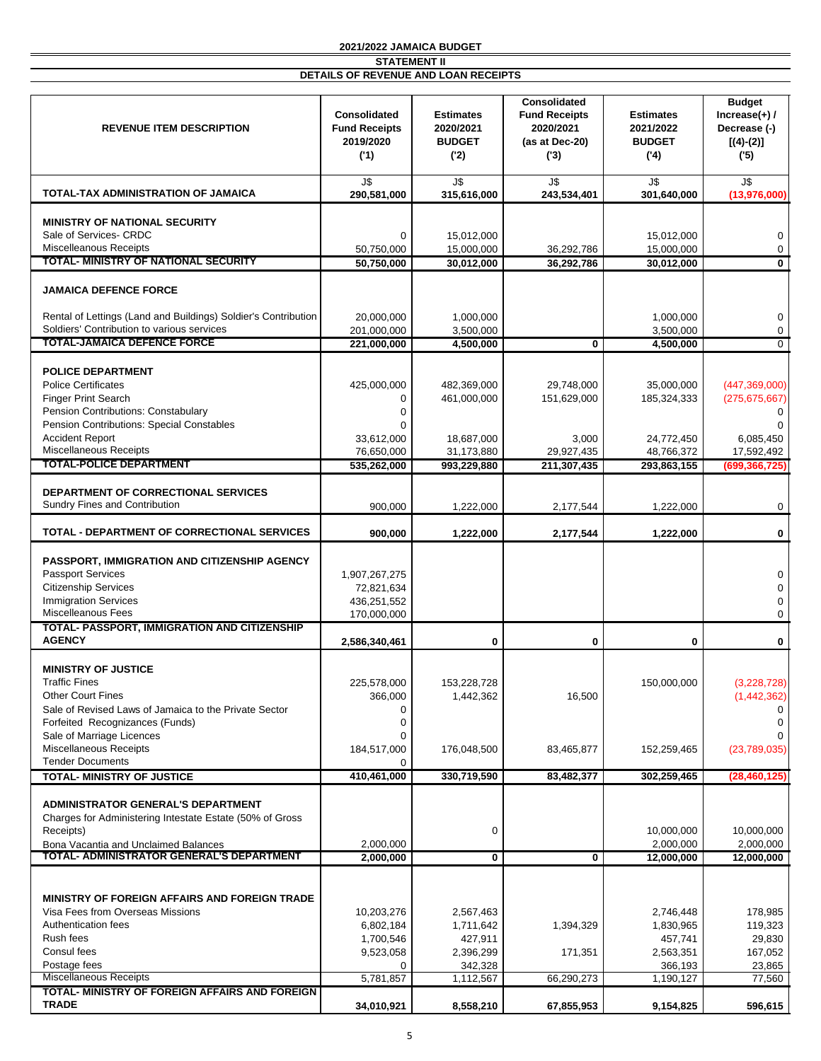**2021/2022 JAMAICA BUDGET**

**STATEMENT II**

**DETAILS OF REVENUE AND LOAN RECEIPTS**

| REVENUE ITEM DESCRIPTION | Consolidated Fund Receipts 2019/2020 ('1) | Estimates 2020/2021 BUDGET ('2) | Consolidated Fund Receipts 2020/2021 (as at Dec-20) ('3) | Estimates 2021/2022 BUDGET ('4) | Budget Increase(+) / Decrease (-) [(4)-(2)] ('5) |
|---|---|---|---|---|---|
| | J$ | J$ | J$ | J$ | J$ |
| **TOTAL-TAX ADMINISTRATION OF JAMAICA** | **290,581,000** | **315,616,000** | **243,534,401** | **301,640,000** | **(13,976,000)** |
| **MINISTRY OF NATIONAL SECURITY** | | | | | |
| Sale of Services- CRDC | 0 | 15,012,000 | | 15,012,000 | 0 |
| Miscelleanous Receipts | 50,750,000 | 15,000,000 | 36,292,786 | 15,000,000 | 0 |
| **TOTAL- MINISTRY OF NATIONAL SECURITY** | **50,750,000** | **30,012,000** | **36,292,786** | **30,012,000** | **0** |
| **JAMAICA DEFENCE FORCE** | | | | | |
| Rental of Lettings (Land and Buildings) Soldier's Contribution | 20,000,000 | 1,000,000 | | 1,000,000 | 0 |
| Soldiers' Contribution to various services | 201,000,000 | 3,500,000 | | 3,500,000 | 0 |
| **TOTAL-JAMAICA DEFENCE FORCE** | **221,000,000** | **4,500,000** | **0** | **4,500,000** | 0 |
| **POLICE DEPARTMENT** | | | | | |
| Police Certificates | 425,000,000 | 482,369,000 | 29,748,000 | 35,000,000 | (447,369,000) |
| Finger Print Search | 0 | 461,000,000 | 151,629,000 | 185,324,333 | (275,675,667) |
| Pension Contributions: Constabulary | 0 | | | | 0 |
| Pension Contributions: Special Constables | 0 | | | | 0 |
| Accident Report | 33,612,000 | 18,687,000 | 3,000 | 24,772,450 | 6,085,450 |
| Miscelleanous Receipts | 76,650,000 | 31,173,880 | 29,927,435 | 48,766,372 | 17,592,492 |
| **TOTAL-POLICE DEPARTMENT** | **535,262,000** | **993,229,880** | **211,307,435** | **293,863,155** | **(699,366,725)** |
| **DEPARTMENT OF CORRECTIONAL SERVICES** | | | | | |
| Sundry Fines and Contribution | 900,000 | 1,222,000 | 2,177,544 | 1,222,000 | 0 |
| **TOTAL - DEPARTMENT OF CORRECTIONAL SERVICES** | **900,000** | **1,222,000** | **2,177,544** | **1,222,000** | **0** |
| **PASSPORT, IMMIGRATION AND CITIZENSHIP AGENCY** | | | | | |
| Passport Services | 1,907,267,275 | | | | 0 |
| Citizenship Services | 72,821,634 | | | | 0 |
| Immigration Services | 436,251,552 | | | | 0 |
| Miscelleanous Fees | 170,000,000 | | | | 0 |
| **TOTAL- PASSPORT, IMMIGRATION AND CITIZENSHIP AGENCY** | **2,586,340,461** | **0** | **0** | **0** | **0** |
| **MINISTRY OF JUSTICE** | | | | | |
| Traffic Fines | 225,578,000 | 153,228,728 | | 150,000,000 | (3,228,728) |
| Other Court Fines | 366,000 | 1,442,362 | 16,500 | | (1,442,362) |
| Sale of Revised Laws of Jamaica to the Private Sector | 0 | | | | 0 |
| Forfeited Recognizances (Funds) | 0 | | | | 0 |
| Sale of Marriage Licences | 0 | | | | 0 |
| Miscellaneous Receipts | 184,517,000 | 176,048,500 | 83,465,877 | 152,259,465 | (23,789,035) |
| Tender Documents | 0 | | | | |
| **TOTAL- MINISTRY OF JUSTICE** | **410,461,000** | **330,719,590** | **83,482,377** | **302,259,465** | **(28,460,125)** |
| **ADMINISTRATOR GENERAL'S DEPARTMENT** | | | | | |
| Charges for Administering Intestate Estate (50% of Gross Receipts) | | 0 | | 10,000,000 | 10,000,000 |
| Bona Vacantia and Unclaimed Balances | 2,000,000 | | | 2,000,000 | 2,000,000 |
| **TOTAL- ADMINISTRATOR GENERAL'S DEPARTMENT** | **2,000,000** | **0** | **0** | **12,000,000** | **12,000,000** |
| **MINISTRY OF FOREIGN AFFAIRS AND FOREIGN TRADE** | | | | | |
| Visa Fees from Overseas Missions | 10,203,276 | 2,567,463 | | 2,746,448 | 178,985 |
| Authentication fees | 6,802,184 | 1,711,642 | 1,394,329 | 1,830,965 | 119,323 |
| Rush fees | 1,700,546 | 427,911 | | 457,741 | 29,830 |
| Consul fees | 9,523,058 | 2,396,299 | 171,351 | 2,563,351 | 167,052 |
| Postage fees | 0 | 342,328 | | 366,193 | 23,865 |
| Miscellaneous Receipts | 5,781,857 | 1,112,567 | 66,290,273 | 1,190,127 | 77,560 |
| **TOTAL- MINISTRY OF FOREIGN AFFAIRS AND FOREIGN TRADE** | **34,010,921** | **8,558,210** | **67,855,953** | **9,154,825** | **596,615** |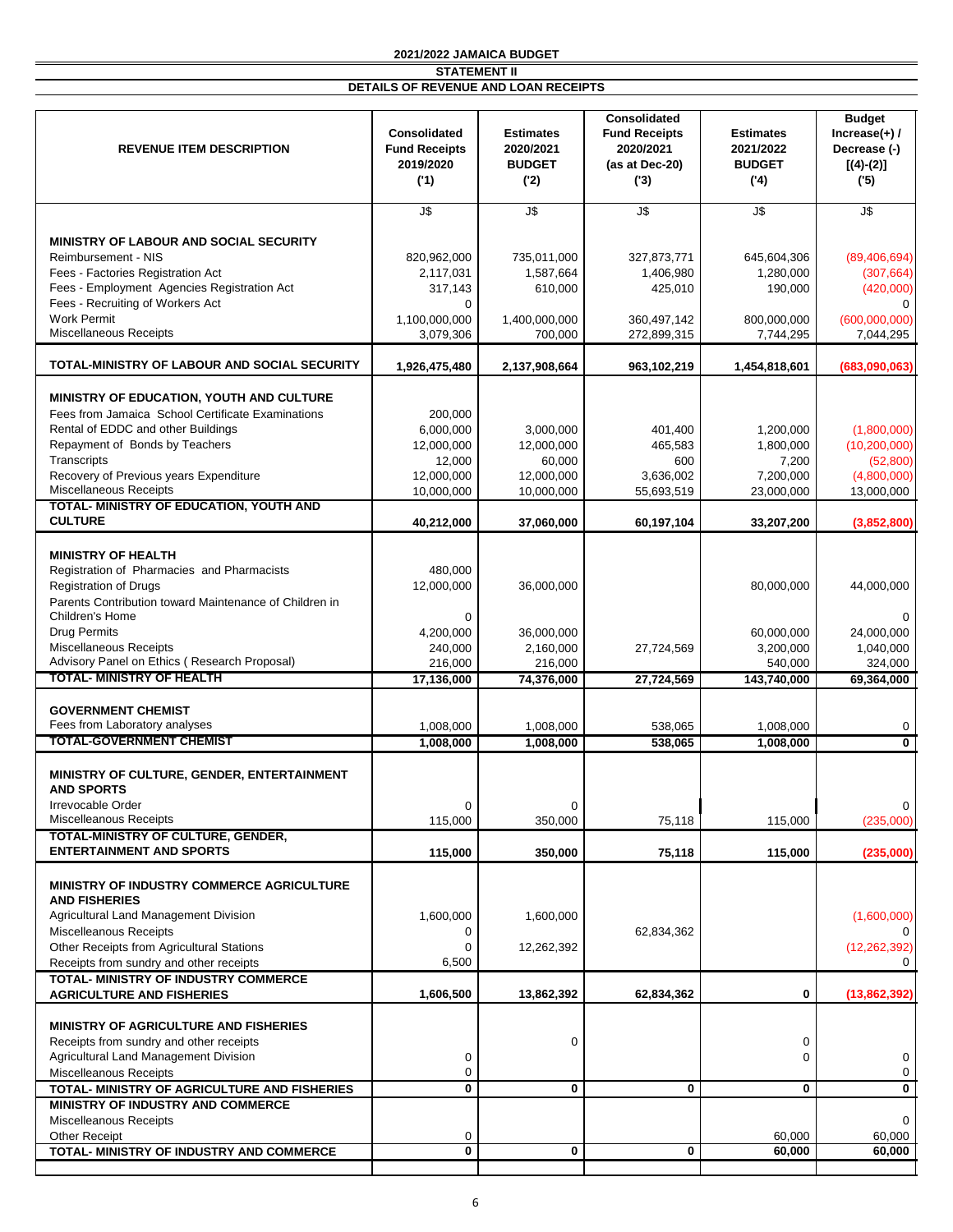**2021/2022 JAMAICA BUDGET**

**STATEMENT II**

**DETAILS OF REVENUE AND LOAN RECEIPTS**

| REVENUE ITEM DESCRIPTION | Consolidated Fund Receipts 2019/2020 ('1) | Estimates 2020/2021 BUDGET ('2) | Consolidated Fund Receipts 2020/2021 (as at Dec-20) ('3) | Estimates 2021/2022 BUDGET ('4) | Budget Increase(+) / Decrease (-) [(4)-(2)] ('5) |
|---|---|---|---|---|---|
| | J$ | J$ | J$ | J$ | J$ |
| **MINISTRY OF LABOUR AND SOCIAL SECURITY** | | | | | |
| Reimbursement - NIS | 820,962,000 | 735,011,000 | 327,873,771 | 645,604,306 | (89,406,694) |
| Fees - Factories Registration Act | 2,117,031 | 1,587,664 | 1,406,980 | 1,280,000 | (307,664) |
| Fees - Employment Agencies Registration Act | 317,143 | 610,000 | 425,010 | 190,000 | (420,000) |
| Fees - Recruiting of Workers Act | 0 | | | | 0 |
| Work Permit | 1,100,000,000 | 1,400,000,000 | 360,497,142 | 800,000,000 | (600,000,000) |
| Miscellaneous Receipts | 3,079,306 | 700,000 | 272,899,315 | 7,744,295 | 7,044,295 |
| **TOTAL-MINISTRY OF LABOUR AND SOCIAL SECURITY** | **1,926,475,480** | **2,137,908,664** | **963,102,219** | **1,454,818,601** | **(683,090,063)** |
| **MINISTRY OF EDUCATION, YOUTH AND CULTURE** | | | | | |
| Fees from Jamaica School Certificate Examinations | 200,000 | | | | |
| Rental of EDDC and other Buildings | 6,000,000 | 3,000,000 | 401,400 | 1,200,000 | (1,800,000) |
| Repayment of Bonds by Teachers | 12,000,000 | 12,000,000 | 465,583 | 1,800,000 | (10,200,000) |
| Transcripts | 12,000 | 60,000 | 600 | 7,200 | (52,800) |
| Recovery of Previous years Expenditure | 12,000,000 | 12,000,000 | 3,636,002 | 7,200,000 | (4,800,000) |
| Miscellaneous Receipts | 10,000,000 | 10,000,000 | 55,693,519 | 23,000,000 | 13,000,000 |
| **TOTAL- MINISTRY OF EDUCATION, YOUTH AND CULTURE** | **40,212,000** | **37,060,000** | **60,197,104** | **33,207,200** | **(3,852,800)** |
| **MINISTRY OF HEALTH** | | | | | |
| Registration of Pharmacies and Pharmacists | 480,000 | | | | |
| Registration of Drugs | 12,000,000 | 36,000,000 | | 80,000,000 | 44,000,000 |
| Parents Contribution toward Maintenance of Children in Children's Home | 0 | | | | 0 |
| Drug Permits | 4,200,000 | 36,000,000 | | 60,000,000 | 24,000,000 |
| Miscellaneous Receipts | 240,000 | 2,160,000 | 27,724,569 | 3,200,000 | 1,040,000 |
| Advisory Panel on Ethics ( Research Proposal) | 216,000 | 216,000 | | 540,000 | 324,000 |
| **TOTAL- MINISTRY OF HEALTH** | **17,136,000** | **74,376,000** | **27,724,569** | **143,740,000** | **69,364,000** |
| **GOVERNMENT CHEMIST** | | | | | |
| Fees from Laboratory analyses | 1,008,000 | 1,008,000 | 538,065 | 1,008,000 | 0 |
| **TOTAL-GOVERNMENT CHEMIST** | **1,008,000** | **1,008,000** | **538,065** | **1,008,000** | **0** |
| **MINISTRY OF CULTURE, GENDER, ENTERTAINMENT AND SPORTS** | | | | | |
| Irrevocable Order | 0 | 0 | | | 0 |
| Miscellaneous Receipts | 115,000 | 350,000 | 75,118 | 115,000 | (235,000) |
| **TOTAL-MINISTRY OF CULTURE, GENDER, ENTERTAINMENT AND SPORTS** | **115,000** | **350,000** | **75,118** | **115,000** | **(235,000)** |
| **MINISTRY OF INDUSTRY COMMERCE AGRICULTURE AND FISHERIES** | | | | | |
| Agricultural Land Management Division | 1,600,000 | 1,600,000 | | | (1,600,000) |
| Miscelleanous Receipts | 0 | | 62,834,362 | | 0 |
| Other Receipts from Agricultural Stations | 0 | 12,262,392 | | | (12,262,392) |
| Receipts from sundry and other receipts | 6,500 | | | | 0 |
| **TOTAL- MINISTRY OF INDUSTRY COMMERCE AGRICULTURE AND FISHERIES** | **1,606,500** | **13,862,392** | **62,834,362** | **0** | **(13,862,392)** |
| **MINISTRY OF AGRICULTURE AND FISHERIES** | | | | | |
| Receipts from sundry and other receipts | | 0 | | 0 | |
| Agricultural Land Management Division | 0 | | | 0 | 0 |
| Miscelleanous Receipts | 0 | | | | 0 |
| **TOTAL- MINISTRY OF AGRICULTURE AND FISHERIES** | **0** | **0** | **0** | **0** | **0** |
| **MINISTRY OF INDUSTRY AND COMMERCE** | | | | | |
| Miscelleanous Receipts | | | | | 0 |
| Other Receipt | 0 | | | 60,000 | 60,000 |
| **TOTAL- MINISTRY OF INDUSTRY AND COMMERCE** | **0** | **0** | **0** | **60,000** | **60,000** |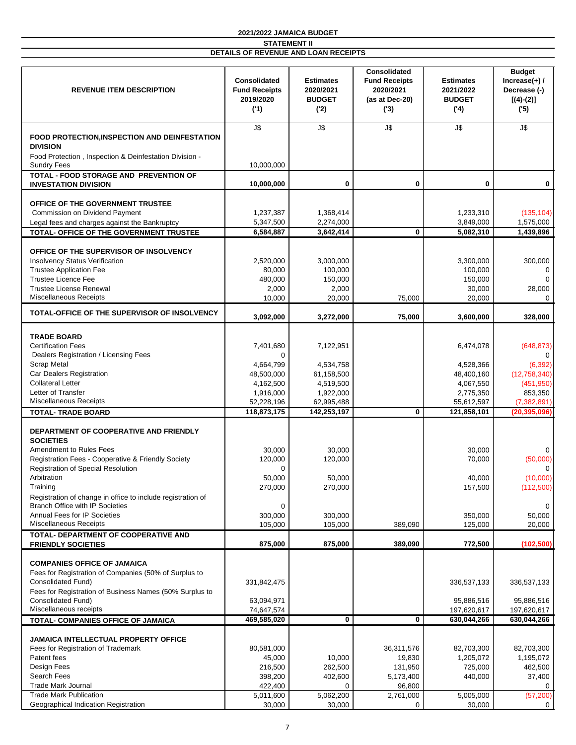**2021/2022 JAMAICA BUDGET**

**STATEMENT II**

**DETAILS OF REVENUE AND LOAN RECEIPTS**

| REVENUE ITEM DESCRIPTION | Consolidated Fund Receipts 2019/2020 ('1) | Estimates 2020/2021 BUDGET ('2) | Consolidated Fund Receipts 2020/2021 (as at Dec-20) ('3) | Estimates 2021/2022 BUDGET ('4) | Budget Increase(+) / Decrease (-) [(4)-(2)] ('5) |
|---|---|---|---|---|---|
| | J$ | J$ | J$ | J$ | J$ |
| **FOOD PROTECTION,INSPECTION AND DEINFESTATION DIVISION** | | | | | |
| Food Protection , Inspection & Deinfestation Division - Sundry Fees | 10,000,000 | | | | |
| **TOTAL - FOOD STORAGE AND PREVENTION OF INVESTATION DIVISION** | **10,000,000** | **0** | **0** | **0** | **0** |
| **OFFICE OF THE GOVERNMENT TRUSTEE** | | | | | |
| Commission on Dividend Payment | 1,237,387 | 1,368,414 | | 1,233,310 | (135,104) |
| Legal fees and charges against the Bankruptcy | 5,347,500 | 2,274,000 | | 3,849,000 | 1,575,000 |
| **TOTAL- OFFICE OF THE GOVERNMENT TRUSTEE** | **6,584,887** | **3,642,414** | **0** | **5,082,310** | **1,439,896** |
| **OFFICE OF THE SUPERVISOR OF INSOLVENCY** | | | | | |
| Insolvency Status Verification | 2,520,000 | 3,000,000 | | 3,300,000 | 300,000 |
| Trustee Application Fee | 80,000 | 100,000 | | 100,000 | 0 |
| Trustee Licence Fee | 480,000 | 150,000 | | 150,000 | 0 |
| Trustee License Renewal | 2,000 | 2,000 | | 30,000 | 28,000 |
| Miscellaneous Receipts | 10,000 | 20,000 | 75,000 | 20,000 | 0 |
| **TOTAL-OFFICE OF THE SUPERVISOR OF INSOLVENCY** | **3,092,000** | **3,272,000** | **75,000** | **3,600,000** | **328,000** |
| **TRADE BOARD** | | | | | |
| Certification Fees | 7,401,680 | 7,122,951 | | 6,474,078 | (648,873) |
| Dealers Registration / Licensing Fees | 0 | | | | 0 |
| Scrap Metal | 4,664,799 | 4,534,758 | | 4,528,366 | (6,392) |
| Car Dealers Registration | 48,500,000 | 61,158,500 | | 48,400,160 | (12,758,340) |
| Collateral Letter | 4,162,500 | 4,519,500 | | 4,067,550 | (451,950) |
| Letter of Transfer | 1,916,000 | 1,922,000 | | 2,775,350 | 853,350 |
| Miscellaneous Receipts | 52,228,196 | 62,995,488 | | 55,612,597 | (7,382,891) |
| **TOTAL- TRADE BOARD** | **118,873,175** | **142,253,197** | **0** | **121,858,101** | **(20,395,096)** |
| **DEPARTMENT OF COOPERATIVE AND FRIENDLY SOCIETIES** | | | | | |
| Amendment to Rules Fees | 30,000 | 30,000 | | 30,000 | 0 |
| Registration Fees - Cooperative & Friendly Society | 120,000 | 120,000 | | 70,000 | (50,000) |
| Registration of Special Resolution | 0 | | | | 0 |
| Arbitration | 50,000 | 50,000 | | 40,000 | (10,000) |
| Training | 270,000 | 270,000 | | 157,500 | (112,500) |
| Registration of change in office to include registration of Branch Office with IP Societies | 0 | | | | 0 |
| Annual Fees for IP Societies | 300,000 | 300,000 | | 350,000 | 50,000 |
| Miscellaneous Receipts | 105,000 | 105,000 | 389,090 | 125,000 | 20,000 |
| **TOTAL- DEPARTMENT OF COOPERATIVE AND FRIENDLY SOCIETIES** | **875,000** | **875,000** | **389,090** | **772,500** | **(102,500)** |
| **COMPANIES OFFICE OF JAMAICA** | | | | | |
| Fees for Registration of Companies (50% of Surplus to Consolidated Fund) | 331,842,475 | | | 336,537,133 | 336,537,133 |
| Fees for Registration of Business Names (50% Surplus to Consolidated Fund) | 63,094,971 | | | 95,886,516 | 95,886,516 |
| Miscellaneous receipts | 74,647,574 | | | 197,620,617 | 197,620,617 |
| **TOTAL- COMPANIES OFFICE OF JAMAICA** | **469,585,020** | **0** | **0** | **630,044,266** | **630,044,266** |
| **JAMAICA INTELLECTUAL PROPERTY OFFICE** | | | | | |
| Fees for Registration of Trademark | 80,581,000 | | 36,311,576 | 82,703,300 | 82,703,300 |
| Patent fees | 45,000 | 10,000 | 19,830 | 1,205,072 | 1,195,072 |
| Design Fees | 216,500 | 262,500 | 131,950 | 725,000 | 462,500 |
| Search Fees | 398,200 | 402,600 | 5,173,400 | 440,000 | 37,400 |
| Trade Mark Journal | 422,400 | 0 | 96,800 | | 0 |
| Trade Mark Publication | 5,011,600 | 5,062,200 | 2,761,000 | 5,005,000 | (57,200) |
| Geographical Indication Registration | 30,000 | 30,000 | 0 | 30,000 | 0 |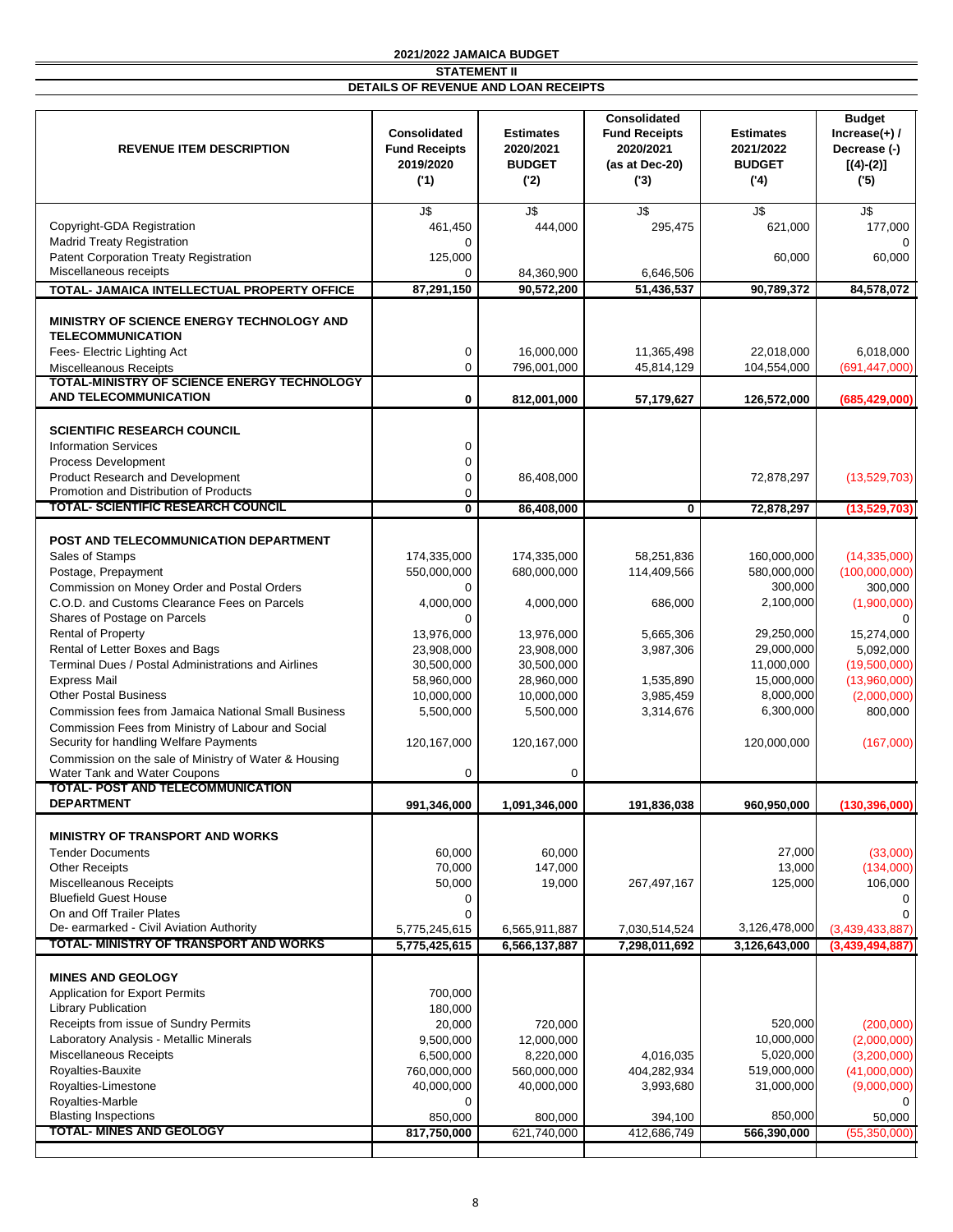**2021/2022 JAMAICA BUDGET**

**STATEMENT II**

**DETAILS OF REVENUE AND LOAN RECEIPTS**

| REVENUE ITEM DESCRIPTION | Consolidated Fund Receipts 2019/2020 ('1) | Estimates 2020/2021 BUDGET ('2) | Consolidated Fund Receipts 2020/2021 (as at Dec-20) ('3) | Estimates 2021/2022 BUDGET ('4) | Budget Increase(+) / Decrease (-) [(4)-(2)] ('5) |
|---|---|---|---|---|---|
| | J$ | J$ | J$ | J$ | J$ |
| Copyright-GDA Registration | 461,450 | 444,000 | 295,475 | 621,000 | 177,000 |
| Madrid Treaty Registration | 0 | | | | 0 |
| Patent Corporation Treaty Registration | 125,000 | | | 60,000 | 60,000 |
| Miscellaneous receipts | 0 | 84,360,900 | 6,646,506 | | |
| **TOTAL- JAMAICA INTELLECTUAL PROPERTY OFFICE** | **87,291,150** | **90,572,200** | **51,436,537** | **90,789,372** | **84,578,072** |
| **MINISTRY OF SCIENCE ENERGY TECHNOLOGY AND TELECOMMUNICATION** | | | | | |
| Fees- Electric Lighting Act | 0 | 16,000,000 | 11,365,498 | 22,018,000 | 6,018,000 |
| Miscellaneous Receipts | 0 | 796,001,000 | 45,814,129 | 104,554,000 | (691,447,000) |
| **TOTAL-MINISTRY OF SCIENCE ENERGY TECHNOLOGY AND TELECOMMUNICATION** | **0** | **812,001,000** | **57,179,627** | **126,572,000** | **(685,429,000)** |
| **SCIENTIFIC RESEARCH COUNCIL** | | | | | |
| Information Services | 0 | | | | |
| Process Development | 0 | | | | |
| Product Research and Development | 0 | 86,408,000 | | 72,878,297 | (13,529,703) |
| Promotion and Distribution of Products | 0 | | | | |
| **TOTAL- SCIENTIFIC RESEARCH COUNCIL** | **0** | **86,408,000** | **0** | **72,878,297** | **(13,529,703)** |
| **POST AND TELECOMMUNICATION DEPARTMENT** | | | | | |
| Sales of Stamps | 174,335,000 | 174,335,000 | 58,251,836 | 160,000,000 | (14,335,000) |
| Postage, Prepayment | 550,000,000 | 680,000,000 | 114,409,566 | 580,000,000 | (100,000,000) |
| Commission on Money Order and Postal Orders | 0 | | | 300,000 | 300,000 |
| C.O.D. and Customs Clearance Fees on Parcels | 4,000,000 | 4,000,000 | 686,000 | 2,100,000 | (1,900,000) |
| Shares of Postage on Parcels | 0 | | | | 0 |
| Rental of Property | 13,976,000 | 13,976,000 | 5,665,306 | 29,250,000 | 15,274,000 |
| Rental of Letter Boxes and Bags | 23,908,000 | 23,908,000 | 3,987,306 | 29,000,000 | 5,092,000 |
| Terminal Dues / Postal Administrations and Airlines | 30,500,000 | 30,500,000 | | 11,000,000 | (19,500,000) |
| Express Mail | 58,960,000 | 28,960,000 | 1,535,890 | 15,000,000 | (13,960,000) |
| Other Postal Business | 10,000,000 | 10,000,000 | 3,985,459 | 8,000,000 | (2,000,000) |
| Commission fees from Jamaica National Small Business | 5,500,000 | 5,500,000 | 3,314,676 | 6,300,000 | 800,000 |
| Commission Fees from Ministry of Labour and Social Security for handling Welfare Payments | 120,167,000 | 120,167,000 | | 120,000,000 | (167,000) |
| Commission on the sale of Ministry of Water & Housing Water Tank and Water Coupons | 0 | 0 | | | |
| **TOTAL- POST AND TELECOMMUNICATION DEPARTMENT** | **991,346,000** | **1,091,346,000** | **191,836,038** | **960,950,000** | **(130,396,000)** |
| **MINISTRY OF TRANSPORT AND WORKS** | | | | | |
| Tender Documents | 60,000 | 60,000 | | 27,000 | (33,000) |
| Other Receipts | 70,000 | 147,000 | | 13,000 | (134,000) |
| Miscellaneous Receipts | 50,000 | 19,000 | 267,497,167 | 125,000 | 106,000 |
| Bluefield Guest House | 0 | | | | 0 |
| On and Off Trailer Plates | 0 | | | | 0 |
| De- earmarked - Civil Aviation Authority | 5,775,245,615 | 6,565,911,887 | 7,030,514,524 | 3,126,478,000 | (3,439,433,887) |
| **TOTAL- MINISTRY OF TRANSPORT AND WORKS** | **5,775,425,615** | **6,566,137,887** | **7,298,011,692** | **3,126,643,000** | **(3,439,494,887)** |
| **MINES AND GEOLOGY** | | | | | |
| Application for Export Permits | 700,000 | | | | |
| Library Publication | 180,000 | | | | |
| Receipts from issue of Sundry Permits | 20,000 | 720,000 | | 520,000 | (200,000) |
| Laboratory Analysis - Metallic Minerals | 9,500,000 | 12,000,000 | | 10,000,000 | (2,000,000) |
| Miscellaneous Receipts | 6,500,000 | 8,220,000 | 4,016,035 | 5,020,000 | (3,200,000) |
| Royalties-Bauxite | 760,000,000 | 560,000,000 | 404,282,934 | 519,000,000 | (41,000,000) |
| Royalties-Limestone | 40,000,000 | 40,000,000 | 3,993,680 | 31,000,000 | (9,000,000) |
| Royalties-Marble | 0 | | | | 0 |
| Blasting Inspections | 850,000 | 800,000 | 394,100 | 850,000 | 50,000 |
| **TOTAL- MINES AND GEOLOGY** | **817,750,000** | 621,740,000 | 412,686,749 | **566,390,000** | (55,350,000) |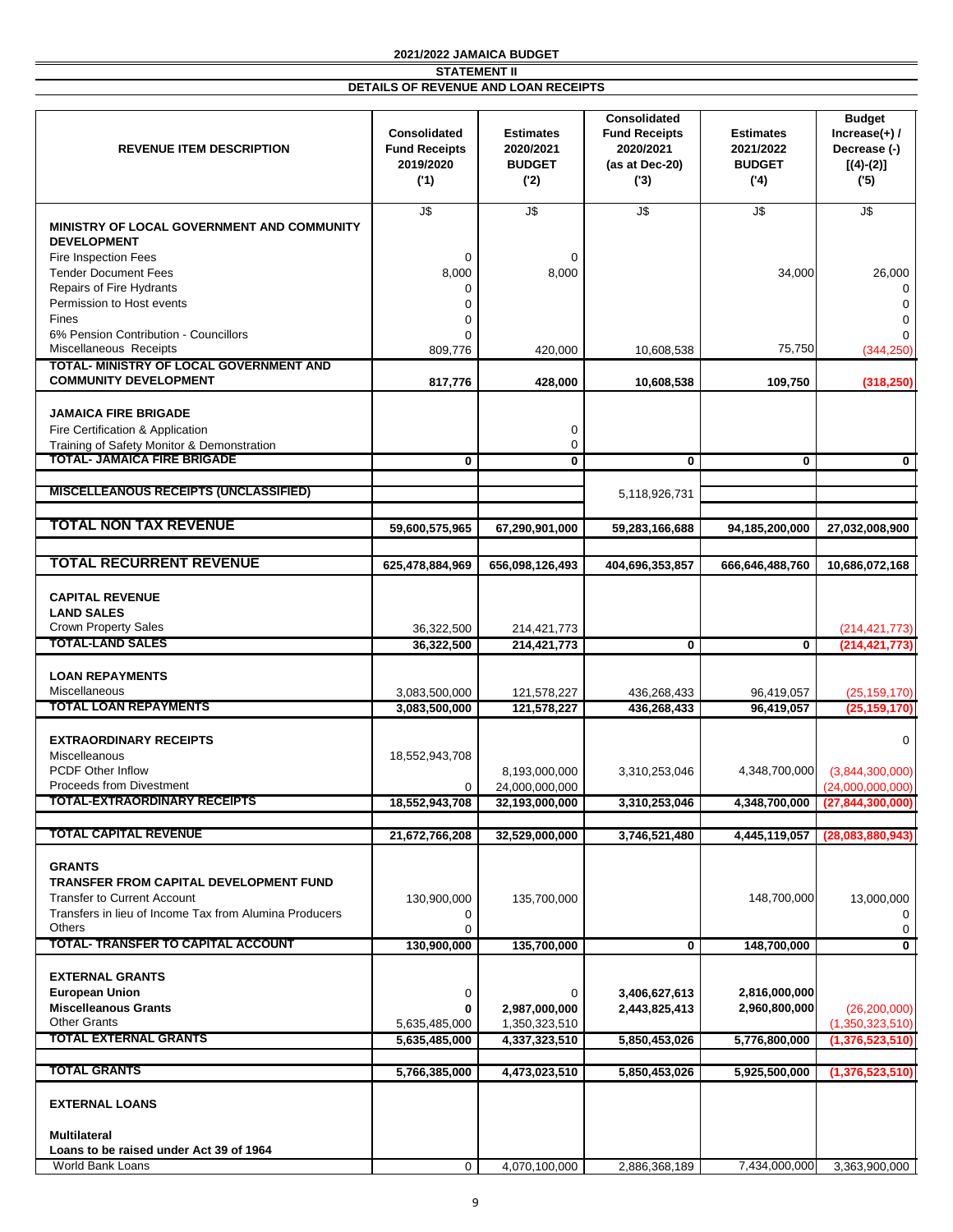**2021/2022 JAMAICA BUDGET**

**STATEMENT II**

**DETAILS OF REVENUE AND LOAN RECEIPTS**

| REVENUE ITEM DESCRIPTION | Consolidated Fund Receipts 2019/2020 ('1) | Estimates 2020/2021 BUDGET ('2) | Consolidated Fund Receipts 2020/2021 (as at Dec-20) ('3) | Estimates 2021/2022 BUDGET ('4) | Budget Increase(+) / Decrease (-) [(4)-(2)] ('5) |
|---|---|---|---|---|---|
| | J$ | J$ | J$ | J$ | J$ |
| **MINISTRY OF LOCAL GOVERNMENT AND COMMUNITY DEVELOPMENT** | | | | | |
| Fire Inspection Fees | 0 | 0 | | | |
| Tender Document Fees | 8,000 | 8,000 | | 34,000 | 26,000 |
| Repairs of Fire Hydrants | 0 | | | | 0 |
| Permission to Host events | 0 | | | | 0 |
| Fines | 0 | | | | 0 |
| 6% Pension Contribution - Councillors | 0 | | | | 0 |
| Miscellaneous Receipts | 809,776 | 420,000 | 10,608,538 | 75,750 | (344,250) |
| **TOTAL- MINISTRY OF LOCAL GOVERNMENT AND COMMUNITY DEVELOPMENT** | **817,776** | **428,000** | **10,608,538** | **109,750** | **(318,250)** |
| **JAMAICA FIRE BRIGADE** | | | | | |
| Fire Certification & Application | | 0 | | | |
| Training of Safety Monitor & Demonstration | | 0 | | | |
| **TOTAL- JAMAICA FIRE BRIGADE** | **0** | **0** | **0** | **0** | **0** |
| **MISCELLEANOUS RECEIPTS (UNCLASSIFIED)** | | | 5,118,926,731 | | |
| **TOTAL NON TAX REVENUE** | **59,600,575,965** | **67,290,901,000** | **59,283,166,688** | **94,185,200,000** | **27,032,008,900** |
| **TOTAL RECURRENT REVENUE** | **625,478,884,969** | **656,098,126,493** | **404,696,353,857** | **666,646,488,760** | **10,686,072,168** |
| **CAPITAL REVENUE** | | | | | |
| **LAND SALES** | | | | | |
| Crown Property Sales | 36,322,500 | 214,421,773 | | | (214,421,773) |
| **TOTAL-LAND SALES** | **36,322,500** | **214,421,773** | **0** | **0** | **(214,421,773)** |
| **LOAN REPAYMENTS** | | | | | |
| Miscellaneous | 3,083,500,000 | 121,578,227 | 436,268,433 | 96,419,057 | (25,159,170) |
| **TOTAL LOAN REPAYMENTS** | **3,083,500,000** | **121,578,227** | **436,268,433** | **96,419,057** | **(25,159,170)** |
| **EXTRAORDINARY RECEIPTS** | | | | | 0 |
| Miscellaneous | 18,552,943,708 | | | | |
| PCDF Other Inflow | | 8,193,000,000 | 3,310,253,046 | 4,348,700,000 | (3,844,300,000) |
| Proceeds from Divestment | 0 | 24,000,000,000 | | | (24,000,000,000) |
| **TOTAL-EXTRAORDINARY RECEIPTS** | **18,552,943,708** | **32,193,000,000** | **3,310,253,046** | **4,348,700,000** | **(27,844,300,000)** |
| **TOTAL CAPITAL REVENUE** | **21,672,766,208** | **32,529,000,000** | **3,746,521,480** | **4,445,119,057** | **(28,083,880,943)** |
| **GRANTS** | | | | | |
| **TRANSFER FROM CAPITAL DEVELOPMENT FUND** | | | | | |
| Transfer to Current Account | 130,900,000 | 135,700,000 | | 148,700,000 | 13,000,000 |
| Transfers in lieu of Income Tax from Alumina Producers | 0 | | | | 0 |
| Others | 0 | | | | 0 |
| **TOTAL- TRANSFER TO CAPITAL ACCOUNT** | **130,900,000** | **135,700,000** | **0** | **148,700,000** | **0** |
| **EXTERNAL GRANTS** | | | | | |
| **European Union** | 0 | 0 | **3,406,627,613** | **2,816,000,000** | |
| **Miscellaneous Grants** | **0** | **2,987,000,000** | **2,443,825,413** | **2,960,800,000** | (26,200,000) |
| Other Grants | 5,635,485,000 | 1,350,323,510 | | | (1,350,323,510) |
| **TOTAL EXTERNAL GRANTS** | **5,635,485,000** | **4,337,323,510** | **5,850,453,026** | **5,776,800,000** | **(1,376,523,510)** |
| **TOTAL GRANTS** | **5,766,385,000** | **4,473,023,510** | **5,850,453,026** | **5,925,500,000** | **(1,376,523,510)** |
| **EXTERNAL LOANS** | | | | | |
| **Multilateral** | | | | | |
| **Loans to be raised under Act 39 of 1964** | | | | | |
| World Bank Loans | 0 | 4,070,100,000 | 2,886,368,189 | 7,434,000,000 | 3,363,900,000 |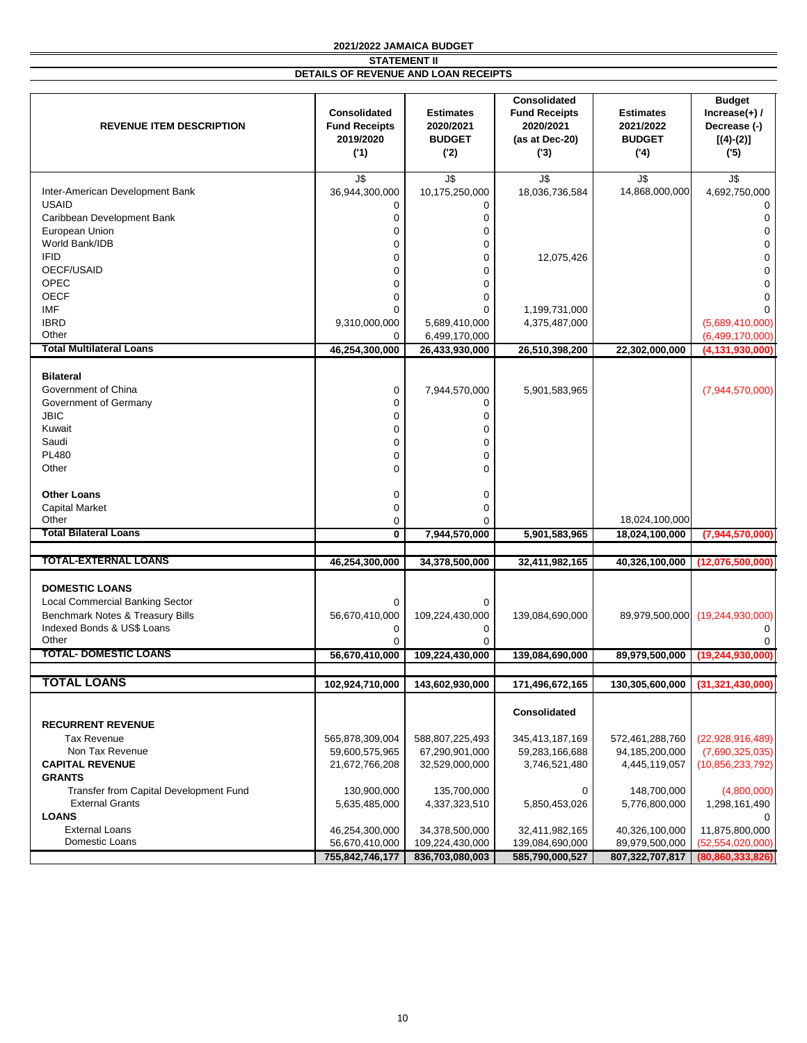**2021/2022 JAMAICA BUDGET**

**STATEMENT II**

**DETAILS OF REVENUE AND LOAN RECEIPTS**

| REVENUE ITEM DESCRIPTION | Consolidated Fund Receipts 2019/2020 ('1) | Estimates 2020/2021 BUDGET ('2) | Consolidated Fund Receipts 2020/2021 (as at Dec-20) ('3) | Estimates 2021/2022 BUDGET ('4) | Budget Increase(+) / Decrease (-) [(4)-(2)] ('5) |
|---|---|---|---|---|---|
| | J$ | J$ | J$ | J$ | J$ |
| Inter-American Development Bank | 36,944,300,000 | 10,175,250,000 | 18,036,736,584 | 14,868,000,000 | 4,692,750,000 |
| USAID | 0 | 0 | | | 0 |
| Caribbean Development Bank | 0 | 0 | | | 0 |
| European Union | 0 | 0 | | | 0 |
| World Bank/IDB | 0 | 0 | | | 0 |
| IFID | 0 | 0 | 12,075,426 | | 0 |
| OECF/USAID | 0 | 0 | | | 0 |
| OPEC | 0 | 0 | | | 0 |
| OECF | 0 | 0 | | | 0 |
| IMF | 0 | 0 | 1,199,731,000 | | 0 |
| IBRD | 9,310,000,000 | 5,689,410,000 | 4,375,487,000 | | (5,689,410,000) |
| Other | 0 | 6,499,170,000 | | | (6,499,170,000) |
| **Total Multilateral Loans** | **46,254,300,000** | **26,433,930,000** | **26,510,398,200** | **22,302,000,000** | **(4,131,930,000)** |
| **Bilateral** | | | | | |
| Government of China | 0 | 7,944,570,000 | 5,901,583,965 | | (7,944,570,000) |
| Government of Germany | 0 | 0 | | | |
| JBIC | 0 | 0 | | | |
| Kuwait | 0 | 0 | | | |
| Saudi | 0 | 0 | | | |
| PL480 | 0 | 0 | | | |
| Other | 0 | 0 | | | |
| **Other Loans** | 0 | 0 | | | |
| Capital Market | 0 | 0 | | | |
| Other | 0 | 0 | | 18,024,100,000 | |
| **Total Bilateral Loans** | **0** | **7,944,570,000** | **5,901,583,965** | **18,024,100,000** | **(7,944,570,000)** |
| **TOTAL-EXTERNAL LOANS** | **46,254,300,000** | **34,378,500,000** | **32,411,982,165** | **40,326,100,000** | **(12,076,500,000)** |
| **DOMESTIC LOANS** | | | | | |
| Local Commercial Banking Sector | 0 | 0 | | | |
| Benchmark Notes & Treasury Bills | 56,670,410,000 | 109,224,430,000 | 139,084,690,000 | 89,979,500,000 | (19,244,930,000) |
| Indexed Bonds & US$ Loans | 0 | 0 | | | 0 |
| Other | 0 | 0 | | | 0 |
| **TOTAL- DOMESTIC LOANS** | **56,670,410,000** | **109,224,430,000** | **139,084,690,000** | **89,979,500,000** | **(19,244,930,000)** |
| **TOTAL LOANS** | **102,924,710,000** | **143,602,930,000** | **171,496,672,165** | **130,305,600,000** | **(31,321,430,000)** |
| | | | **Consolidated** | | |
| **RECURRENT REVENUE** | | | | | |
| Tax Revenue | 565,878,309,004 | 588,807,225,493 | 345,413,187,169 | 572,461,288,760 | (22,928,916,489) |
| Non Tax Revenue | 59,600,575,965 | 67,290,901,000 | 59,283,166,688 | 94,185,200,000 | (7,690,325,035) |
| **CAPITAL REVENUE** | 21,672,766,208 | 32,529,000,000 | 3,746,521,480 | 4,445,119,057 | (10,856,233,792) |
| **GRANTS** | | | | | |
| Transfer from Capital Development Fund | 130,900,000 | 135,700,000 | 0 | 148,700,000 | (4,800,000) |
| External Grants | 5,635,485,000 | 4,337,323,510 | 5,850,453,026 | 5,776,800,000 | 1,298,161,490 |
| **LOANS** | | | | | 0 |
| External Loans | 46,254,300,000 | 34,378,500,000 | 32,411,982,165 | 40,326,100,000 | 11,875,800,000 |
| Domestic Loans | 56,670,410,000 | 109,224,430,000 | 139,084,690,000 | 89,979,500,000 | (52,554,020,000) |
| | **755,842,746,177** | **836,703,080,003** | **585,790,000,527** | **807,322,707,817** | **(80,860,333,826)** |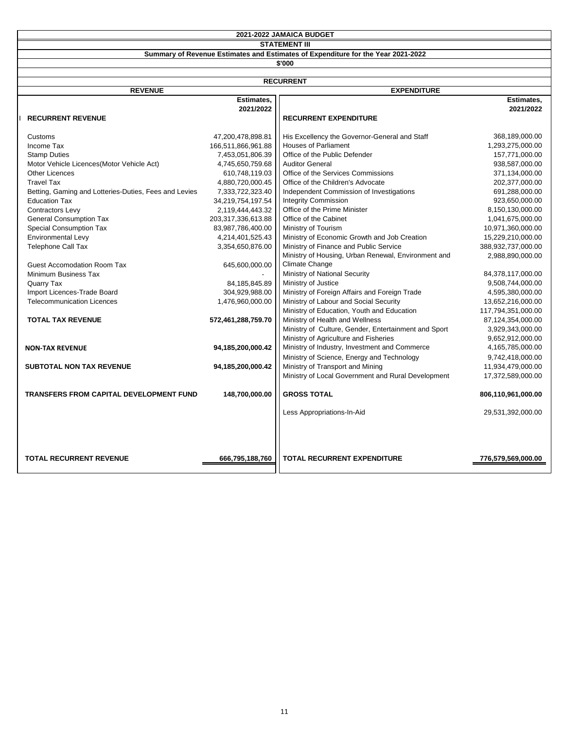# 2021-2022 JAMAICA BUDGET

## STATEMENT III

### Summary of Revenue Estimates and Estimates of Expenditure for the Year 2021-2022

$'000

**RECURRENT**

| REVENUE | Estimates, 2021/2022 | EXPENDITURE | Estimates, 2021/2022 |
|---|---|---|---|
| **I RECURRENT REVENUE** | | **RECURRENT EXPENDITURE** | |
| Customs | 47,200,478,898.81 | His Excellency the Governor-General and Staff | 368,189,000.00 |
| Income Tax | 166,511,866,961.88 | Houses of Parliament | 1,293,275,000.00 |
| Stamp Duties | 7,453,051,806.39 | Office of the Public Defender | 157,771,000.00 |
| Motor Vehicle Licences(Motor Vehicle Act) | 4,745,650,759.68 | Auditor General | 938,587,000.00 |
| Other Licences | 610,748,119.03 | Office of the Services Commissions | 371,134,000.00 |
| Travel Tax | 4,880,720,000.45 | Office of the Children's Advocate | 202,377,000.00 |
| Betting, Gaming and Lotteries-Duties, Fees and Levies | 7,333,722,323.40 | Independent Commission of Investigations | 691,288,000.00 |
| Education Tax | 34,219,754,197.54 | Integrity Commission | 923,650,000.00 |
| Contractors Levy | 2,119,444,443.32 | Office of the Prime Minister | 8,150,130,000.00 |
| General Consumption Tax | 203,317,336,613.88 | Office of the Cabinet | 1,041,675,000.00 |
| Special Consumption Tax | 83,987,786,400.00 | Ministry of Tourism | 10,971,360,000.00 |
| Environmental Levy | 4,214,401,525.43 | Ministry of Economic Growth and Job Creation | 15,229,210,000.00 |
| Telephone Call Tax | 3,354,650,876.00 | Ministry of Finance and Public Service | 388,932,737,000.00 |
| Guest Accomodation Room Tax | 645,600,000.00 | Ministry of Housing, Urban Renewal, Environment and Climate Change | 2,988,890,000.00 |
| Minimum Business Tax | - | Ministry of National Security | 84,378,117,000.00 |
| Quarry Tax | 84,185,845.89 | Ministry of Justice | 9,508,744,000.00 |
| Import Licences-Trade Board | 304,929,988.00 | Ministry of Foreign Affairs and Foreign Trade | 4,595,380,000.00 |
| Telecommunication Licences | 1,476,960,000.00 | Ministry of Labour and Social Security | 13,652,216,000.00 |
| | | Ministry of Education, Youth and Education | 117,794,351,000.00 |
| **TOTAL TAX REVENUE** | **572,461,288,759.70** | Ministry of Health and Wellness | 87,124,354,000.00 |
| | | Ministry of Culture, Gender, Entertainment and Sport | 3,929,343,000.00 |
| | | Ministry of Agriculture and Fisheries | 9,652,912,000.00 |
| **NON-TAX REVENUE** | **94,185,200,000.42** | Ministry of Industry, Investment and Commerce | 4,165,785,000.00 |
| | | Ministry of Science, Energy and Technology | 9,742,418,000.00 |
| **SUBTOTAL NON TAX REVENUE** | **94,185,200,000.42** | Ministry of Transport and Mining | 11,934,479,000.00 |
| | | Ministry of Local Government and Rural Development | 17,372,589,000.00 |
| **TRANSFERS FROM CAPITAL DEVELOPMENT FUND** | **148,700,000.00** | **GROSS TOTAL** | **806,110,961,000.00** |
| | | Less Appropriations-In-Aid | 29,531,392,000.00 |
| **TOTAL RECURRENT REVENUE** | **666,795,188,760** | **TOTAL RECURRENT EXPENDITURE** | **776,579,569,000.00** |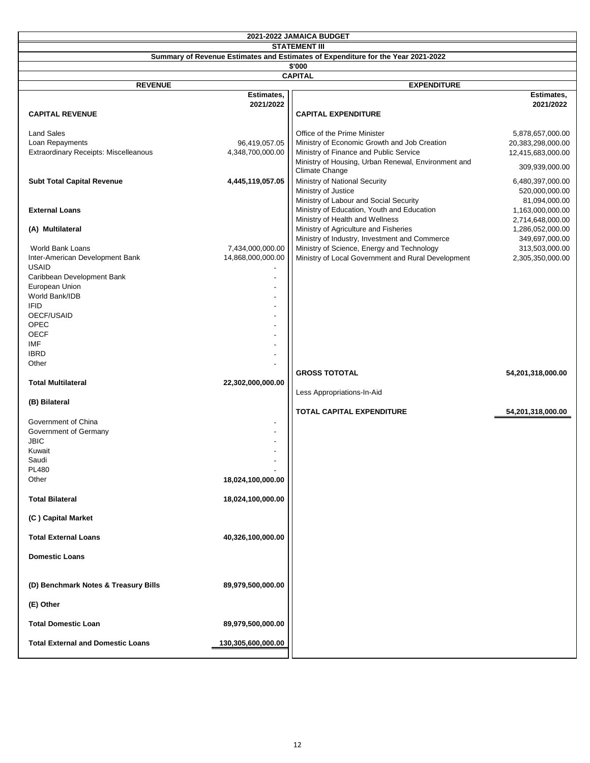# 2021-2022 JAMAICA BUDGET

## STATEMENT III

### Summary of Revenue Estimates and Estimates of Expenditure for the Year 2021-2022

$'000

**CAPITAL**

| REVENUE | Estimates, 2021/2022 |
|---|---|
| **CAPITAL REVENUE** | |
| Land Sales | |
| Loan Repayments | 96,419,057.05 |
| Extraordinary Receipts: Miscellaneous | 4,348,700,000.00 |
| **Subt Total Capital Revenue** | **4,445,119,057.05** |
| **External Loans** | |
| **(A) Multilateral** | |
| World Bank Loans | 7,434,000,000.00 |
| Inter-American Development Bank | 14,868,000,000.00 |
| USAID | - |
| Caribbean Development Bank | - |
| European Union | - |
| World Bank/IDB | - |
| IFID | - |
| OECF/USAID | - |
| OPEC | - |
| OECF | - |
| IMF | - |
| IBRD | - |
| Other | - |
| **Total Multilateral** | **22,302,000,000.00** |
| **(B) Bilateral** | |
| Government of China | - |
| Government of Germany | - |
| JBIC | - |
| Kuwait | - |
| Saudi | - |
| PL480 | - |
| Other | **18,024,100,000.00** |
| **Total Bilateral** | **18,024,100,000.00** |
| **(C ) Capital Market** | |
| **Total External Loans** | **40,326,100,000.00** |
| **Domestic Loans** | |
| **(D) Benchmark Notes & Treasury Bills** | **89,979,500,000.00** |
| **(E) Other** | |
| **Total Domestic Loan** | **89,979,500,000.00** |
| **Total External and Domestic Loans** | **130,305,600,000.00** |

| EXPENDITURE | Estimates, 2021/2022 |
|---|---|
| **CAPITAL EXPENDITURE** | |
| Office of the Prime Minister | 5,878,657,000.00 |
| Ministry of Economic Growth and Job Creation | 20,383,298,000.00 |
| Ministry of Finance and Public Service | 12,415,683,000.00 |
| Ministry of Housing, Urban Renewal, Environment and Climate Change | 309,939,000.00 |
| Ministry of National Security | 6,480,397,000.00 |
| Ministry of Justice | 520,000,000.00 |
| Ministry of Labour and Social Security | 81,094,000.00 |
| Ministry of Education, Youth and Education | 1,163,000,000.00 |
| Ministry of Health and Wellness | 2,714,648,000.00 |
| Ministry of Agriculture and Fisheries | 1,286,052,000.00 |
| Ministry of Industry, Investment and Commerce | 349,697,000.00 |
| Ministry of Science, Energy and Technology | 313,503,000.00 |
| Ministry of Local Government and Rural Development | 2,305,350,000.00 |
| **GROSS TOTOTAL** | **54,201,318,000.00** |
| Less Appropriations-In-Aid | |
| **TOTAL CAPITAL EXPENDITURE** | **54,201,318,000.00** |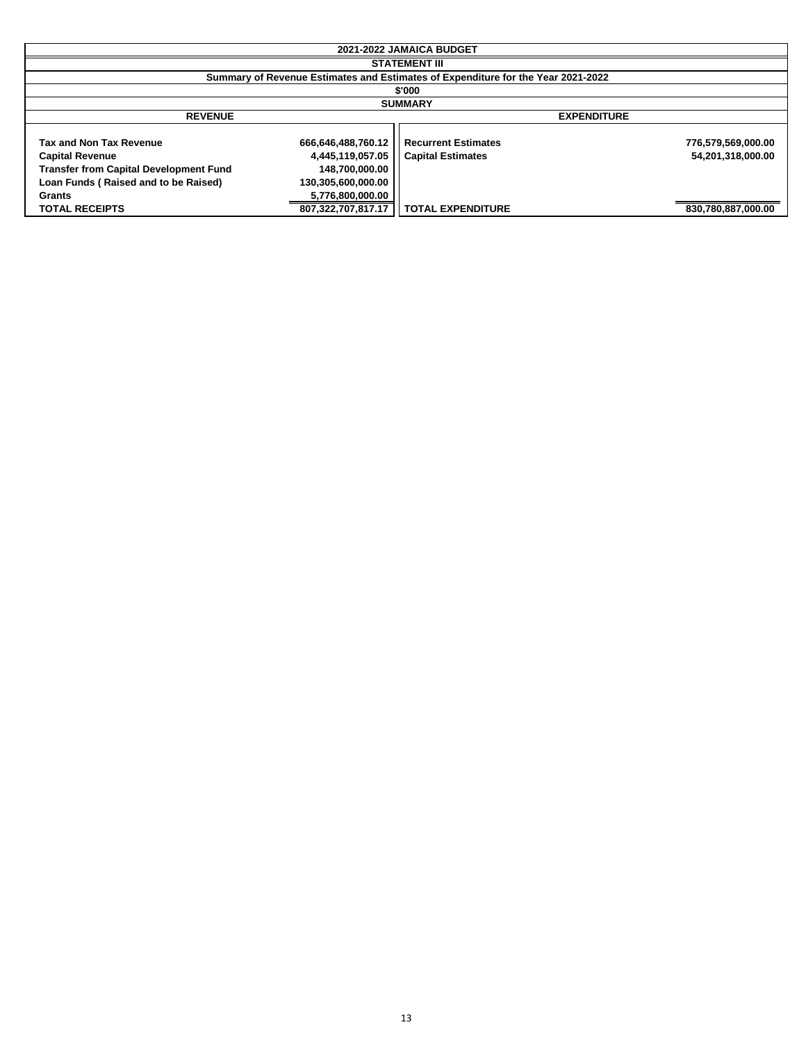# 2021-2022 JAMAICA BUDGET

## STATEMENT III

### Summary of Revenue Estimates and Estimates of Expenditure for the Year 2021-2022

**$'000**

**SUMMARY**

| REVENUE | | EXPENDITURE | |
|---|---|---|---|
| **Tax and Non Tax Revenue** | **666,646,488,760.12** | **Recurrent Estimates** | **776,579,569,000.00** |
| **Capital Revenue** | **4,445,119,057.05** | **Capital Estimates** | **54,201,318,000.00** |
| **Transfer from Capital Development Fund** | **148,700,000.00** | | |
| **Loan Funds ( Raised and to be Raised)** | **130,305,600,000.00** | | |
| **Grants** | **5,776,800,000.00** | | |
| **TOTAL RECEIPTS** | **807,322,707,817.17** | **TOTAL EXPENDITURE** | **830,780,887,000.00** |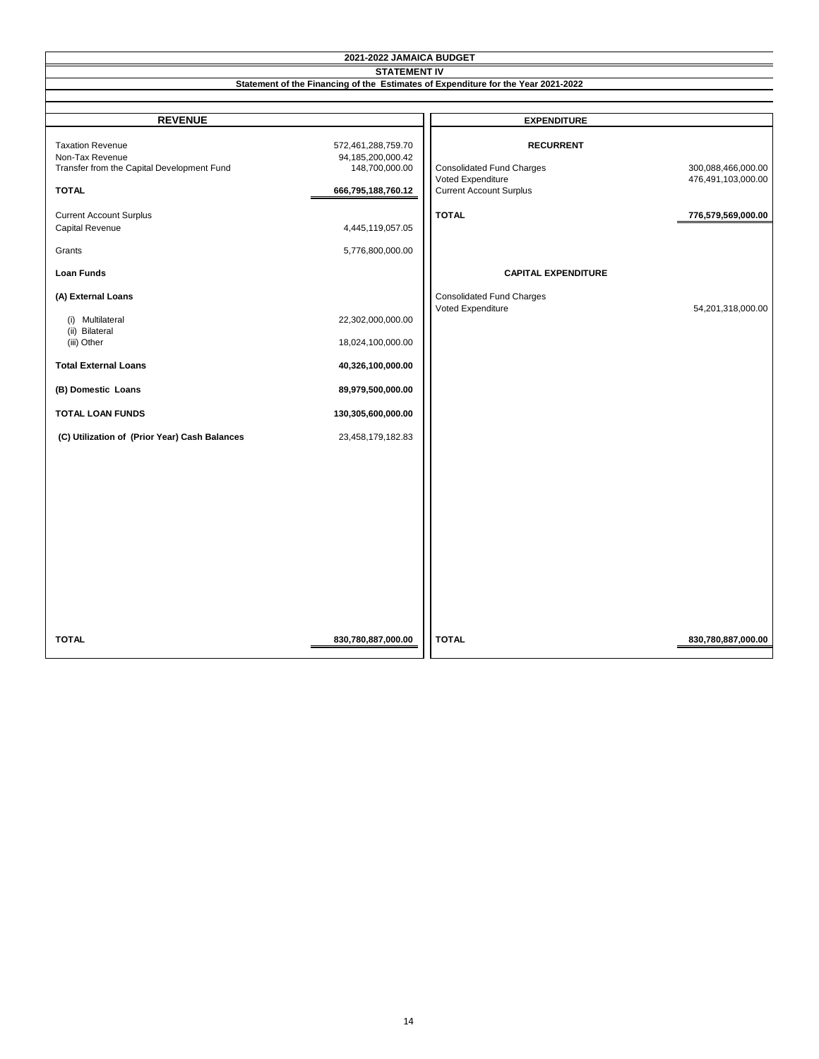# 2021-2022 JAMAICA BUDGET

## STATEMENT IV

### Statement of the Financing of the Estimates of Expenditure for the Year 2021-2022

| REVENUE | | EXPENDITURE | |
|---|---|---|---|
| Taxation Revenue | 572,461,288,759.70 | **RECURRENT** | |
| Non-Tax Revenue | 94,185,200,000.42 | | |
| Transfer from the Capital Development Fund | 148,700,000.00 | Consolidated Fund Charges | 300,088,466,000.00 |
| | | Voted Expenditure | 476,491,103,000.00 |
| **TOTAL** | **666,795,188,760.12** | Current Account Surplus | |
| Current Account Surplus | | **TOTAL** | **776,579,569,000.00** |
| Capital Revenue | 4,445,119,057.05 | | |
| Grants | 5,776,800,000.00 | | |
| **Loan Funds** | | **CAPITAL EXPENDITURE** | |
| **(A) External Loans** | | Consolidated Fund Charges | |
| | | Voted Expenditure | 54,201,318,000.00 |
| (i) Multilateral | 22,302,000,000.00 | | |
| (ii) Bilateral | | | |
| (iii) Other | 18,024,100,000.00 | | |
| **Total External Loans** | **40,326,100,000.00** | | |
| **(B) Domestic Loans** | **89,979,500,000.00** | | |
| **TOTAL LOAN FUNDS** | **130,305,600,000.00** | | |
| **(C) Utilization of (Prior Year) Cash Balances** | 23,458,179,182.83 | | |
| **TOTAL** | **830,780,887,000.00** | **TOTAL** | **830,780,887,000.00** |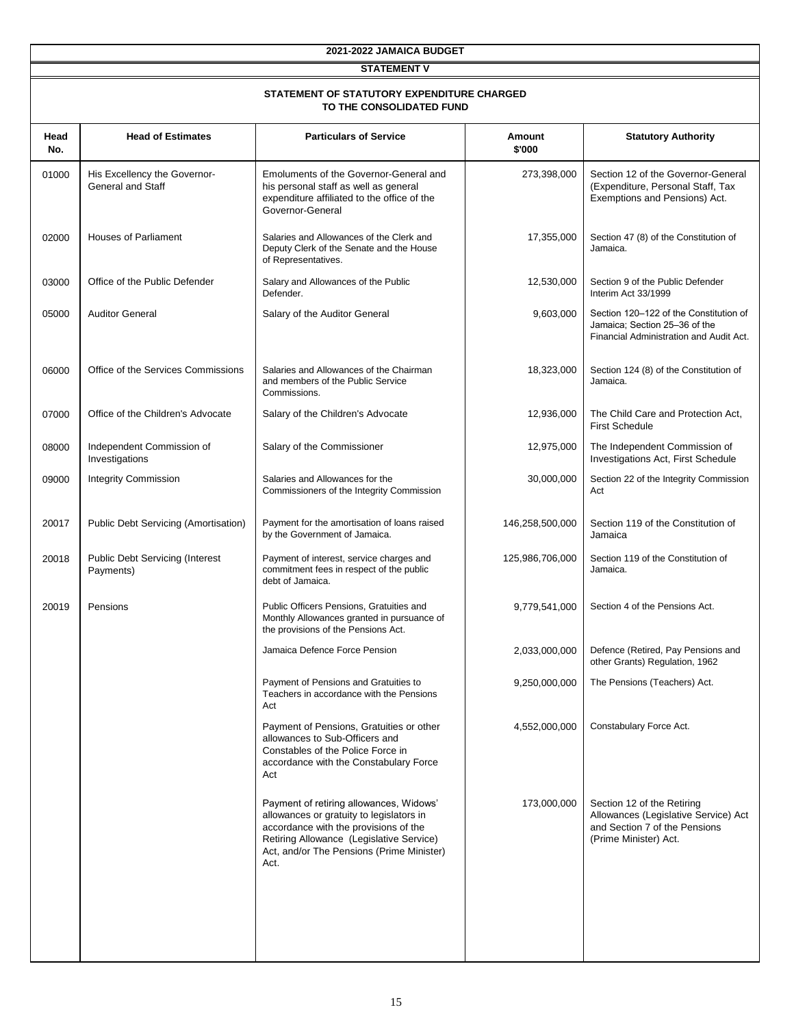# 2021-2022 JAMAICA BUDGET

## STATEMENT V

### STATEMENT OF STATUTORY EXPENDITURE CHARGED TO THE CONSOLIDATED FUND

| Head No. | Head of Estimates | Particulars of Service | Amount $'000 | Statutory Authority |
|---|---|---|---|---|
| 01000 | His Excellency the Governor-General and Staff | Emoluments of the Governor-General and his personal staff as well as general expenditure affiliated to the office of the Governor-General | 273,398,000 | Section 12 of the Governor-General (Expenditure, Personal Staff, Tax Exemptions and Pensions) Act. |
| 02000 | Houses of Parliament | Salaries and Allowances of the Clerk and Deputy Clerk of the Senate and the House of Representatives. | 17,355,000 | Section 47 (8) of the Constitution of Jamaica. |
| 03000 | Office of the Public Defender | Salary and Allowances of the Public Defender. | 12,530,000 | Section 9 of the Public Defender Interim Act 33/1999 |
| 05000 | Auditor General | Salary of the Auditor General | 9,603,000 | Section 120–122 of the Constitution of Jamaica; Section 25–36 of the Financial Administration and Audit Act. |
| 06000 | Office of the Services Commissions | Salaries and Allowances of the Chairman and members of the Public Service Commissions. | 18,323,000 | Section 124 (8) of the Constitution of Jamaica. |
| 07000 | Office of the Children's Advocate | Salary of the Children's Advocate | 12,936,000 | The Child Care and Protection Act, First Schedule |
| 08000 | Independent Commission of Investigations | Salary of the Commissioner | 12,975,000 | The Independent Commission of Investigations Act, First Schedule |
| 09000 | Integrity Commission | Salaries and Allowances for the Commissioners of the Integrity Commission | 30,000,000 | Section 22 of the Integrity Commission Act |
| 20017 | Public Debt Servicing (Amortisation) | Payment for the amortisation of loans raised by the Government of Jamaica. | 146,258,500,000 | Section 119 of the Constitution of Jamaica |
| 20018 | Public Debt Servicing (Interest Payments) | Payment of interest, service charges and commitment fees in respect of the public debt of Jamaica. | 125,986,706,000 | Section 119 of the Constitution of Jamaica. |
| 20019 | Pensions | Public Officers Pensions, Gratuities and Monthly Allowances granted in pursuance of the provisions of the Pensions Act. | 9,779,541,000 | Section 4 of the Pensions Act. |
| | | Jamaica Defence Force Pension | 2,033,000,000 | Defence (Retired, Pay Pensions and other Grants) Regulation, 1962 |
| | | Payment of Pensions and Gratuities to Teachers in accordance with the Pensions Act | 9,250,000,000 | The Pensions (Teachers) Act. |
| | | Payment of Pensions, Gratuities or other allowances to Sub-Officers and Constables of the Police Force in accordance with the Constabulary Force Act | 4,552,000,000 | Constabulary Force Act. |
| | | Payment of retiring allowances, Widows' allowances or gratuity to legislators in accordance with the provisions of the Retiring Allowance (Legislative Service) Act, and/or The Pensions (Prime Minister) Act. | 173,000,000 | Section 12 of the Retiring Allowances (Legislative Service) Act and Section 7 of the Pensions (Prime Minister) Act. |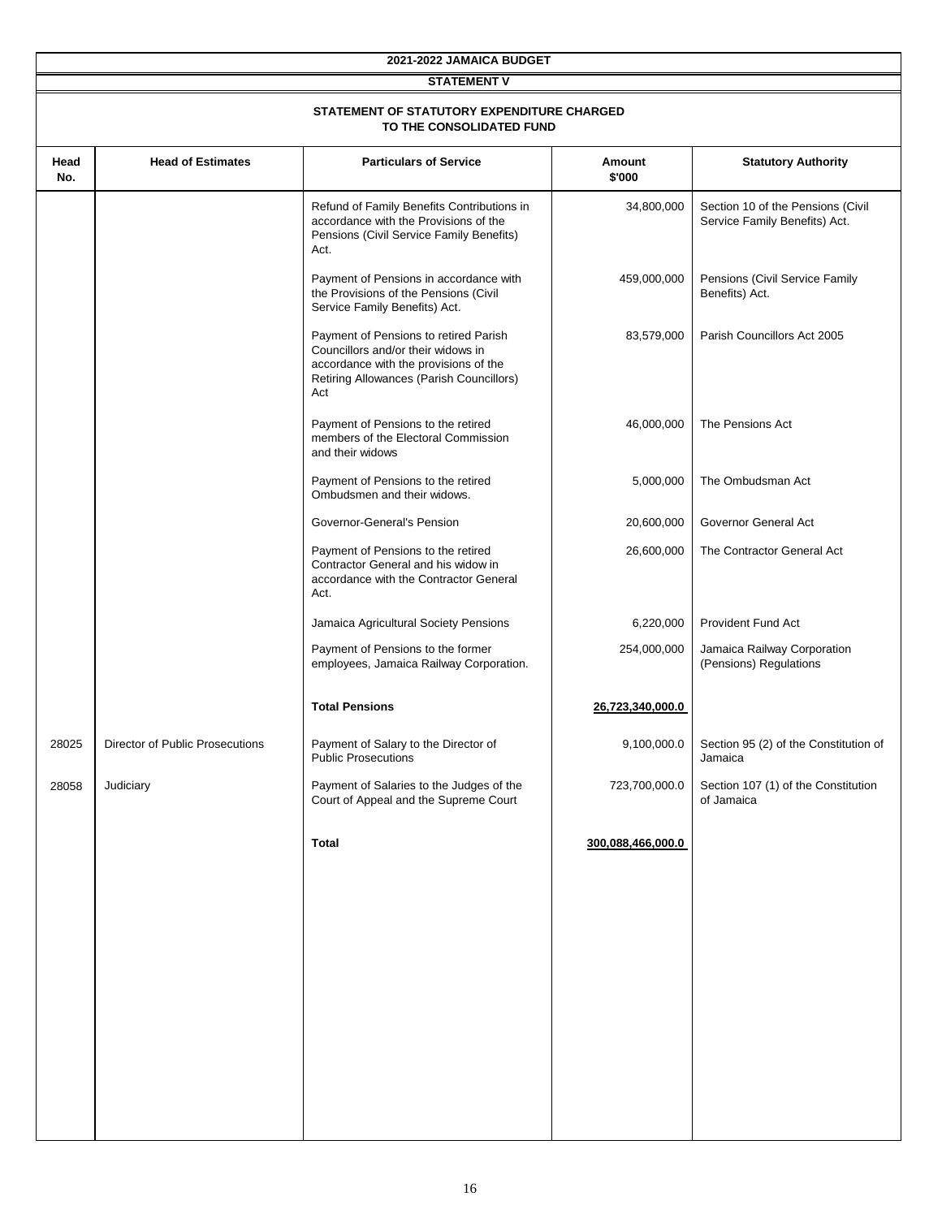# 2021-2022 JAMAICA BUDGET

## STATEMENT V

### STATEMENT OF STATUTORY EXPENDITURE CHARGED TO THE CONSOLIDATED FUND

| Head No. | Head of Estimates | Particulars of Service | Amount $'000 | Statutory Authority |
|---|---|---|---|---|
| | | Refund of Family Benefits Contributions in accordance with the Provisions of the Pensions (Civil Service Family Benefits) Act. | 34,800,000 | Section 10 of the Pensions (Civil Service Family Benefits) Act. |
| | | Payment of Pensions in accordance with the Provisions of the Pensions (Civil Service Family Benefits) Act. | 459,000,000 | Pensions (Civil Service Family Benefits) Act. |
| | | Payment of Pensions to retired Parish Councillors and/or their widows in accordance with the provisions of the Retiring Allowances (Parish Councillors) Act | 83,579,000 | Parish Councillors Act 2005 |
| | | Payment of Pensions to the retired members of the Electoral Commission and their widows | 46,000,000 | The Pensions Act |
| | | Payment of Pensions to the retired Ombudsmen and their widows. | 5,000,000 | The Ombudsman Act |
| | | Governor-General's Pension | 20,600,000 | Governor General Act |
| | | Payment of Pensions to the retired Contractor General and his widow in accordance with the Contractor General Act. | 26,600,000 | The Contractor General Act |
| | | Jamaica Agricultural Society Pensions | 6,220,000 | Provident Fund Act |
| | | Payment of Pensions to the former employees, Jamaica Railway Corporation. | 254,000,000 | Jamaica Railway Corporation (Pensions) Regulations |
| | | **Total Pensions** | **26,723,340,000.0** | |
| 28025 | Director of Public Prosecutions | Payment of Salary to the Director of Public Prosecutions | 9,100,000.0 | Section 95 (2) of the Constitution of Jamaica |
| 28058 | Judiciary | Payment of Salaries to the Judges of the Court of Appeal and the Supreme Court | 723,700,000.0 | Section 107 (1) of the Constitution of Jamaica |
| | | **Total** | **300,088,466,000.0** | |